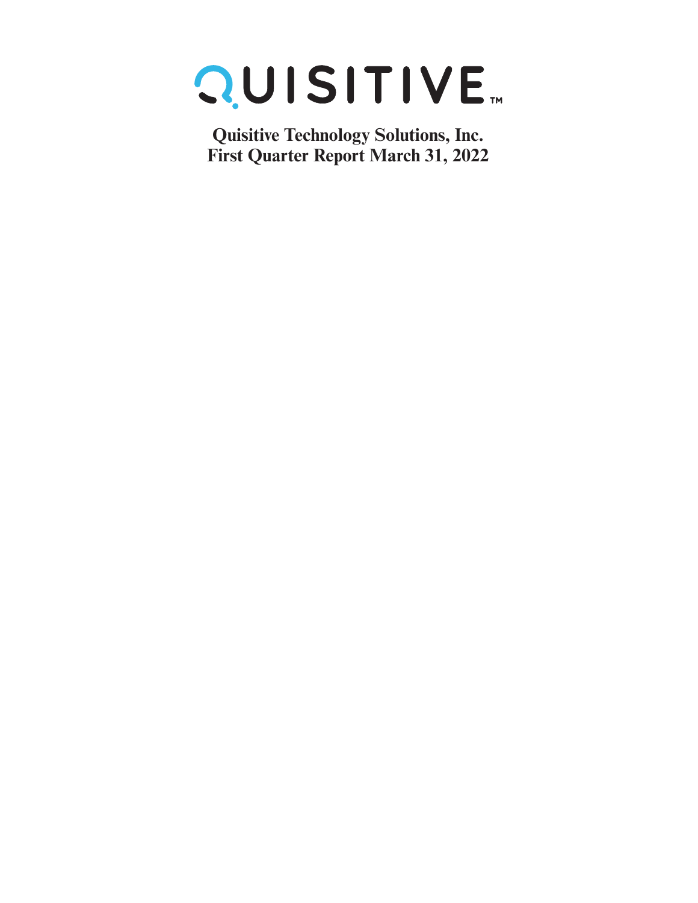# QUISITIVE™

**Quisitive Technology Solutions, Inc.**
**First Quarter Report March 31, 2022**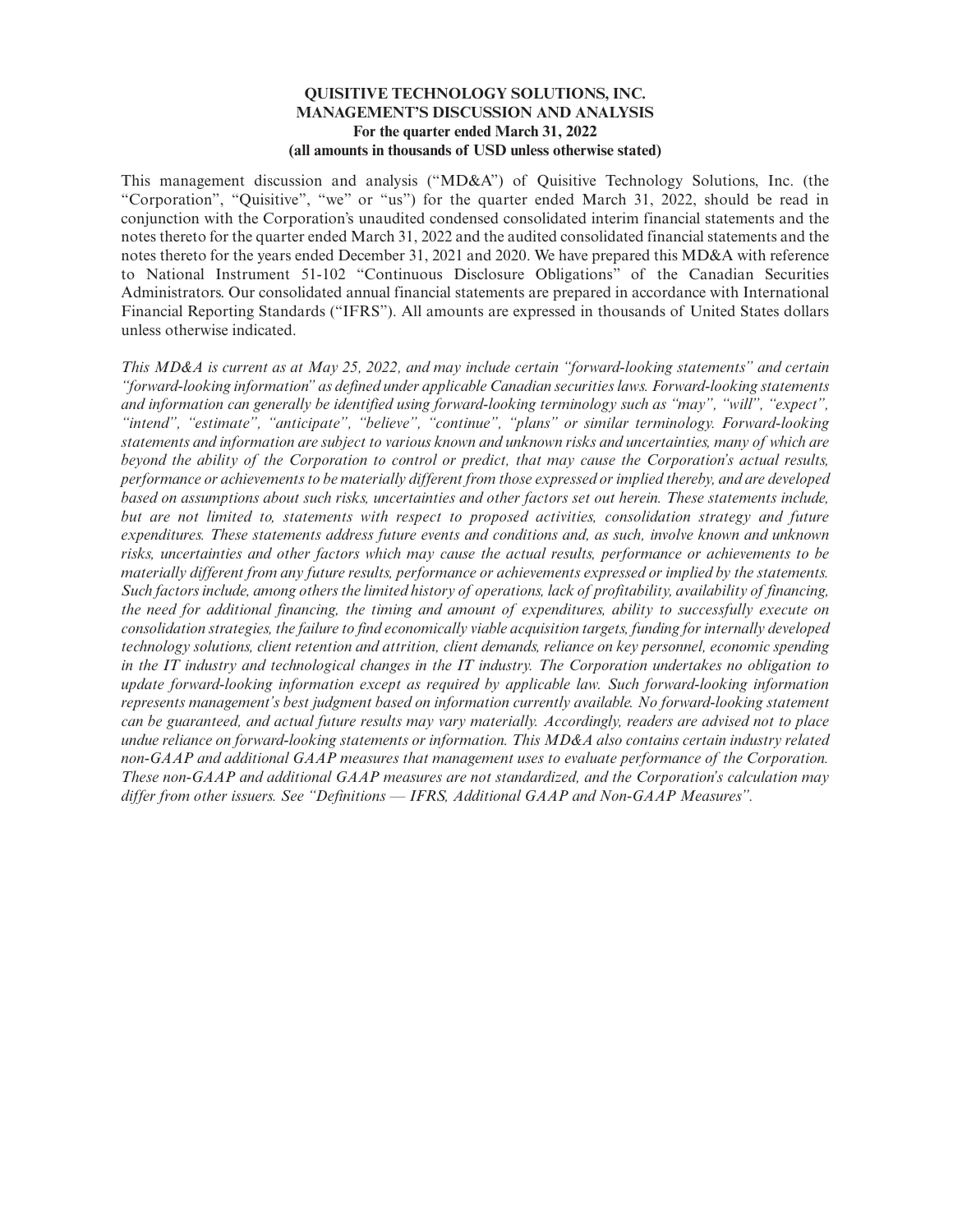**QUISITIVE TECHNOLOGY SOLUTIONS, INC.**
**MANAGEMENT'S DISCUSSION AND ANALYSIS**
**For the quarter ended March 31, 2022**
**(all amounts in thousands of USD unless otherwise stated)**

This management discussion and analysis ("MD&A") of Quisitive Technology Solutions, Inc. (the "Corporation", "Quisitive", "we" or "us") for the quarter ended March 31, 2022, should be read in conjunction with the Corporation's unaudited condensed consolidated interim financial statements and the notes thereto for the quarter ended March 31, 2022 and the audited consolidated financial statements and the notes thereto for the years ended December 31, 2021 and 2020. We have prepared this MD&A with reference to National Instrument 51-102 "Continuous Disclosure Obligations" of the Canadian Securities Administrators. Our consolidated annual financial statements are prepared in accordance with International Financial Reporting Standards ("IFRS"). All amounts are expressed in thousands of United States dollars unless otherwise indicated.

*This MD&A is current as at May 25, 2022, and may include certain "forward-looking statements" and certain "forward-looking information" as defined under applicable Canadian securities laws. Forward-looking statements and information can generally be identified using forward-looking terminology such as "may", "will", "expect", "intend", "estimate", "anticipate", "believe", "continue", "plans" or similar terminology. Forward-looking statements and information are subject to various known and unknown risks and uncertainties, many of which are beyond the ability of the Corporation to control or predict, that may cause the Corporation's actual results, performance or achievements to be materially different from those expressed or implied thereby, and are developed based on assumptions about such risks, uncertainties and other factors set out herein. These statements include, but are not limited to, statements with respect to proposed activities, consolidation strategy and future expenditures. These statements address future events and conditions and, as such, involve known and unknown risks, uncertainties and other factors which may cause the actual results, performance or achievements to be materially different from any future results, performance or achievements expressed or implied by the statements. Such factors include, among others the limited history of operations, lack of profitability, availability of financing, the need for additional financing, the timing and amount of expenditures, ability to successfully execute on consolidation strategies, the failure to find economically viable acquisition targets, funding for internally developed technology solutions, client retention and attrition, client demands, reliance on key personnel, economic spending in the IT industry and technological changes in the IT industry. The Corporation undertakes no obligation to update forward-looking information except as required by applicable law. Such forward-looking information represents management's best judgment based on information currently available. No forward-looking statement can be guaranteed, and actual future results may vary materially. Accordingly, readers are advised not to place undue reliance on forward-looking statements or information. This MD&A also contains certain industry related non-GAAP and additional GAAP measures that management uses to evaluate performance of the Corporation. These non-GAAP and additional GAAP measures are not standardized, and the Corporation's calculation may differ from other issuers. See "Definitions — IFRS, Additional GAAP and Non-GAAP Measures".*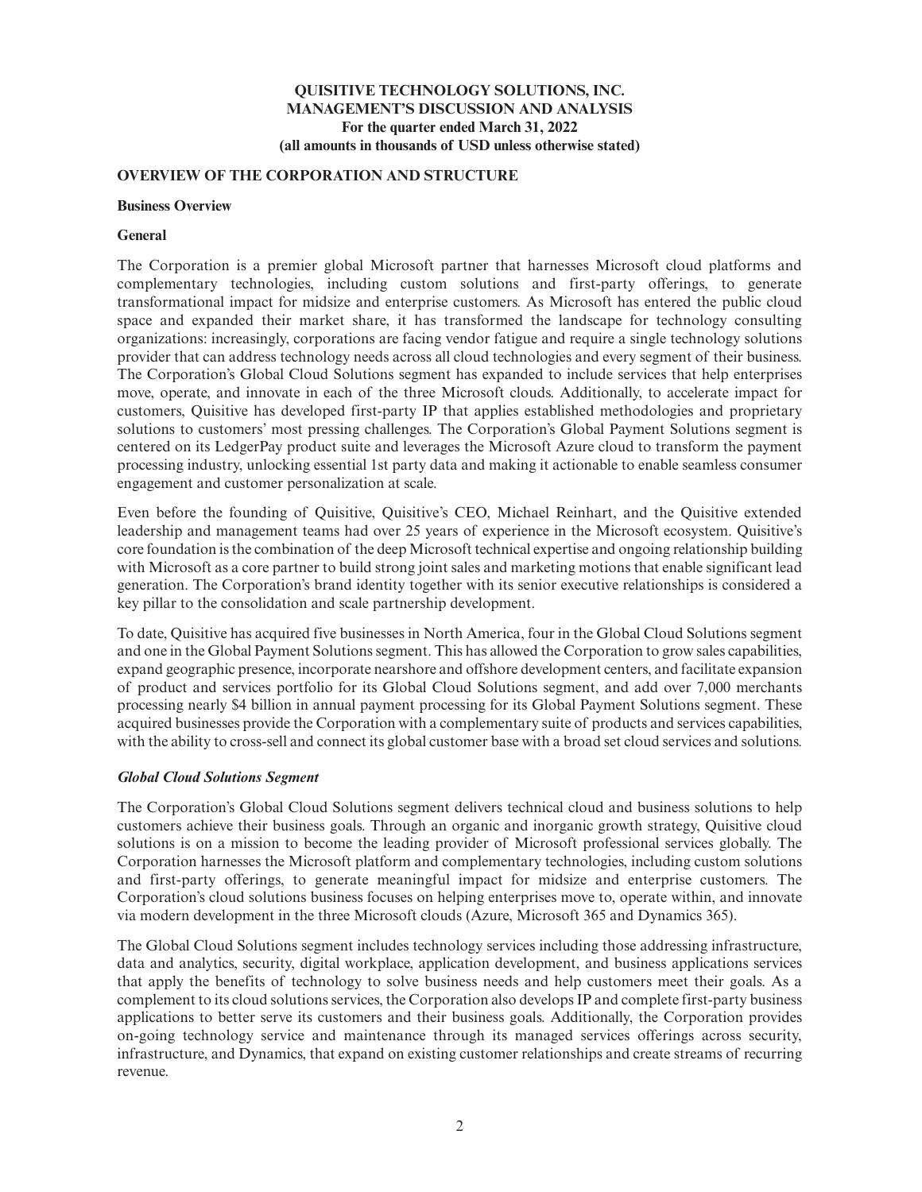**QUISITIVE TECHNOLOGY SOLUTIONS, INC.**
**MANAGEMENT'S DISCUSSION AND ANALYSIS**
**For the quarter ended March 31, 2022**
**(all amounts in thousands of USD unless otherwise stated)**

## OVERVIEW OF THE CORPORATION AND STRUCTURE

### Business Overview

### General

The Corporation is a premier global Microsoft partner that harnesses Microsoft cloud platforms and complementary technologies, including custom solutions and first-party offerings, to generate transformational impact for midsize and enterprise customers. As Microsoft has entered the public cloud space and expanded their market share, it has transformed the landscape for technology consulting organizations: increasingly, corporations are facing vendor fatigue and require a single technology solutions provider that can address technology needs across all cloud technologies and every segment of their business. The Corporation's Global Cloud Solutions segment has expanded to include services that help enterprises move, operate, and innovate in each of the three Microsoft clouds. Additionally, to accelerate impact for customers, Quisitive has developed first-party IP that applies established methodologies and proprietary solutions to customers' most pressing challenges. The Corporation's Global Payment Solutions segment is centered on its LedgerPay product suite and leverages the Microsoft Azure cloud to transform the payment processing industry, unlocking essential 1st party data and making it actionable to enable seamless consumer engagement and customer personalization at scale.

Even before the founding of Quisitive, Quisitive's CEO, Michael Reinhart, and the Quisitive extended leadership and management teams had over 25 years of experience in the Microsoft ecosystem. Quisitive's core foundation is the combination of the deep Microsoft technical expertise and ongoing relationship building with Microsoft as a core partner to build strong joint sales and marketing motions that enable significant lead generation. The Corporation's brand identity together with its senior executive relationships is considered a key pillar to the consolidation and scale partnership development.

To date, Quisitive has acquired five businesses in North America, four in the Global Cloud Solutions segment and one in the Global Payment Solutions segment. This has allowed the Corporation to grow sales capabilities, expand geographic presence, incorporate nearshore and offshore development centers, and facilitate expansion of product and services portfolio for its Global Cloud Solutions segment, and add over 7,000 merchants processing nearly $4 billion in annual payment processing for its Global Payment Solutions segment. These acquired businesses provide the Corporation with a complementary suite of products and services capabilities, with the ability to cross-sell and connect its global customer base with a broad set cloud services and solutions.

### *Global Cloud Solutions Segment*

The Corporation's Global Cloud Solutions segment delivers technical cloud and business solutions to help customers achieve their business goals. Through an organic and inorganic growth strategy, Quisitive cloud solutions is on a mission to become the leading provider of Microsoft professional services globally. The Corporation harnesses the Microsoft platform and complementary technologies, including custom solutions and first-party offerings, to generate meaningful impact for midsize and enterprise customers. The Corporation's cloud solutions business focuses on helping enterprises move to, operate within, and innovate via modern development in the three Microsoft clouds (Azure, Microsoft 365 and Dynamics 365).

The Global Cloud Solutions segment includes technology services including those addressing infrastructure, data and analytics, security, digital workplace, application development, and business applications services that apply the benefits of technology to solve business needs and help customers meet their goals. As a complement to its cloud solutions services, the Corporation also develops IP and complete first-party business applications to better serve its customers and their business goals. Additionally, the Corporation provides on-going technology service and maintenance through its managed services offerings across security, infrastructure, and Dynamics, that expand on existing customer relationships and create streams of recurring revenue.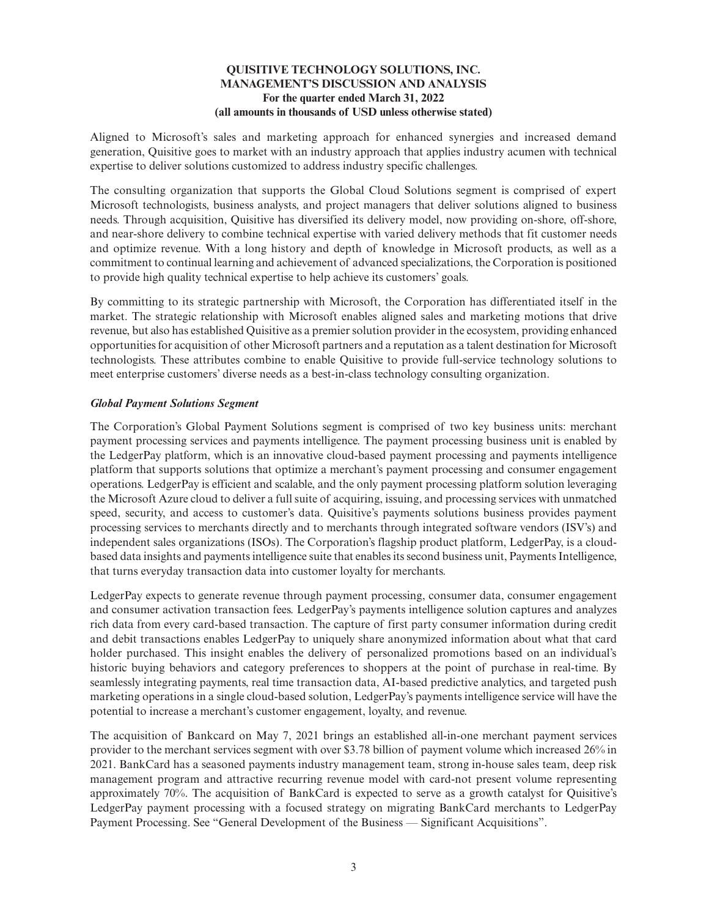Aligned to Microsoft's sales and marketing approach for enhanced synergies and increased demand generation, Quisitive goes to market with an industry approach that applies industry acumen with technical expertise to deliver solutions customized to address industry specific challenges.

The consulting organization that supports the Global Cloud Solutions segment is comprised of expert Microsoft technologists, business analysts, and project managers that deliver solutions aligned to business needs. Through acquisition, Quisitive has diversified its delivery model, now providing on-shore, off-shore, and near-shore delivery to combine technical expertise with varied delivery methods that fit customer needs and optimize revenue. With a long history and depth of knowledge in Microsoft products, as well as a commitment to continual learning and achievement of advanced specializations, the Corporation is positioned to provide high quality technical expertise to help achieve its customers' goals.

By committing to its strategic partnership with Microsoft, the Corporation has differentiated itself in the market. The strategic relationship with Microsoft enables aligned sales and marketing motions that drive revenue, but also has established Quisitive as a premier solution provider in the ecosystem, providing enhanced opportunities for acquisition of other Microsoft partners and a reputation as a talent destination for Microsoft technologists. These attributes combine to enable Quisitive to provide full-service technology solutions to meet enterprise customers' diverse needs as a best-in-class technology consulting organization.

***Global Payment Solutions Segment***

The Corporation's Global Payment Solutions segment is comprised of two key business units: merchant payment processing services and payments intelligence. The payment processing business unit is enabled by the LedgerPay platform, which is an innovative cloud-based payment processing and payments intelligence platform that supports solutions that optimize a merchant's payment processing and consumer engagement operations. LedgerPay is efficient and scalable, and the only payment processing platform solution leveraging the Microsoft Azure cloud to deliver a full suite of acquiring, issuing, and processing services with unmatched speed, security, and access to customer's data. Quisitive's payments solutions business provides payment processing services to merchants directly and to merchants through integrated software vendors (ISV's) and independent sales organizations (ISOs). The Corporation's flagship product platform, LedgerPay, is a cloud-based data insights and payments intelligence suite that enables its second business unit, Payments Intelligence, that turns everyday transaction data into customer loyalty for merchants.

LedgerPay expects to generate revenue through payment processing, consumer data, consumer engagement and consumer activation transaction fees. LedgerPay's payments intelligence solution captures and analyzes rich data from every card-based transaction. The capture of first party consumer information during credit and debit transactions enables LedgerPay to uniquely share anonymized information about what that card holder purchased. This insight enables the delivery of personalized promotions based on an individual's historic buying behaviors and category preferences to shoppers at the point of purchase in real-time. By seamlessly integrating payments, real time transaction data, AI-based predictive analytics, and targeted push marketing operations in a single cloud-based solution, LedgerPay's payments intelligence service will have the potential to increase a merchant's customer engagement, loyalty, and revenue.

The acquisition of Bankcard on May 7, 2021 brings an established all-in-one merchant payment services provider to the merchant services segment with over \$3.78 billion of payment volume which increased 26% in 2021. BankCard has a seasoned payments industry management team, strong in-house sales team, deep risk management program and attractive recurring revenue model with card-not present volume representing approximately 70%. The acquisition of BankCard is expected to serve as a growth catalyst for Quisitive's LedgerPay payment processing with a focused strategy on migrating BankCard merchants to LedgerPay Payment Processing. See "General Development of the Business — Significant Acquisitions".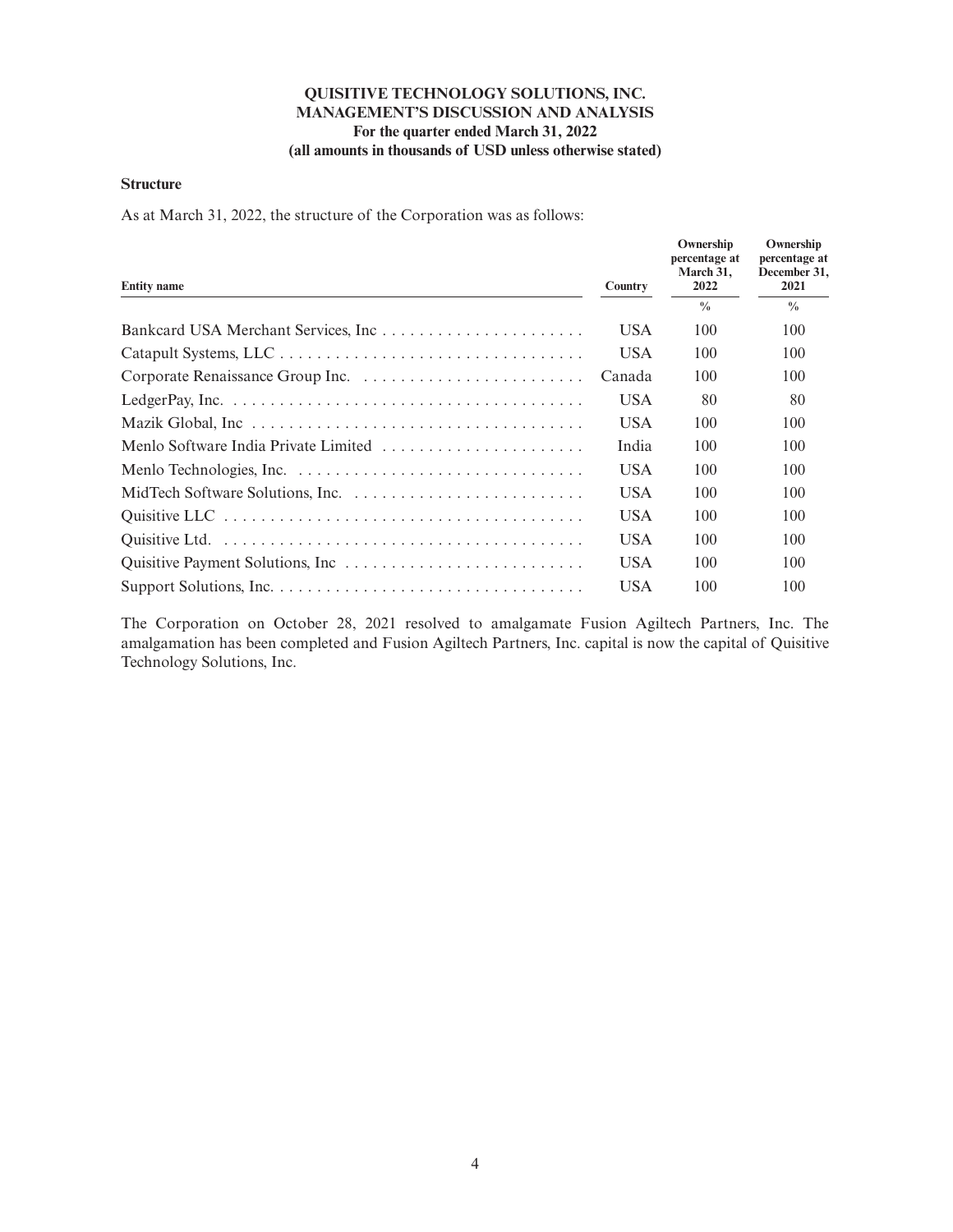**QUISITIVE TECHNOLOGY SOLUTIONS, INC.**
**MANAGEMENT'S DISCUSSION AND ANALYSIS**
**For the quarter ended March 31, 2022**
**(all amounts in thousands of USD unless otherwise stated)**

### Structure

As at March 31, 2022, the structure of the Corporation was as follows:

| Entity name | Country | Ownership percentage at March 31, 2022 | Ownership percentage at December 31, 2021 |
|---|---|---|---|
| | | % | % |
| Bankcard USA Merchant Services, Inc | USA | 100 | 100 |
| Catapult Systems, LLC | USA | 100 | 100 |
| Corporate Renaissance Group Inc. | Canada | 100 | 100 |
| LedgerPay, Inc. | USA | 80 | 80 |
| Mazik Global, Inc | USA | 100 | 100 |
| Menlo Software India Private Limited | India | 100 | 100 |
| Menlo Technologies, Inc. | USA | 100 | 100 |
| MidTech Software Solutions, Inc. | USA | 100 | 100 |
| Quisitive LLC | USA | 100 | 100 |
| Quisitive Ltd. | USA | 100 | 100 |
| Quisitive Payment Solutions, Inc | USA | 100 | 100 |
| Support Solutions, Inc. | USA | 100 | 100 |

The Corporation on October 28, 2021 resolved to amalgamate Fusion Agiltech Partners, Inc. The amalgamation has been completed and Fusion Agiltech Partners, Inc. capital is now the capital of Quisitive Technology Solutions, Inc.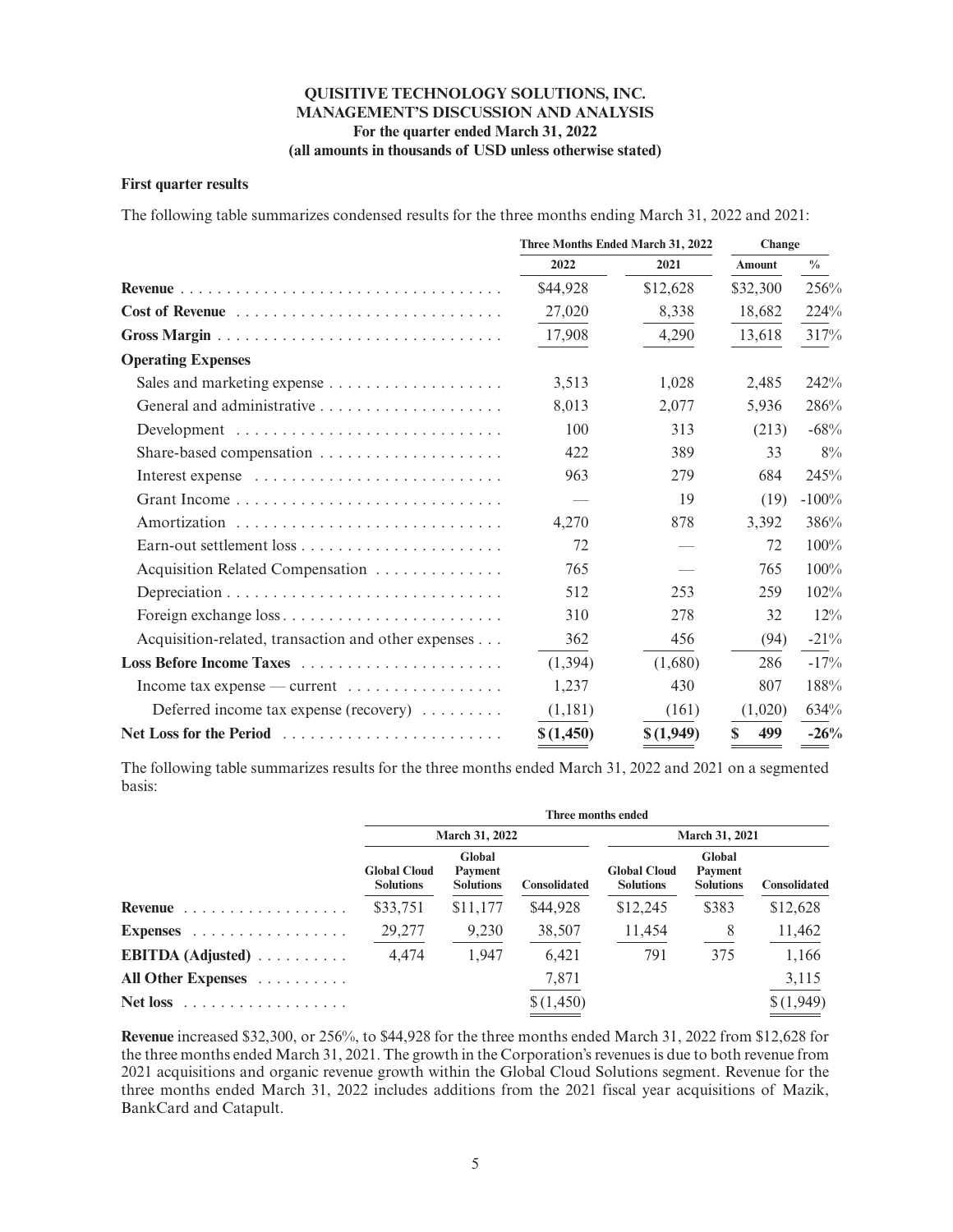**QUISITIVE TECHNOLOGY SOLUTIONS, INC.**
**MANAGEMENT'S DISCUSSION AND ANALYSIS**
**For the quarter ended March 31, 2022**
**(all amounts in thousands of USD unless otherwise stated)**

**First quarter results**

The following table summarizes condensed results for the three months ending March 31, 2022 and 2021:

| | Three Months Ended March 31, 2022 | | Change | |
|---|---|---|---|---|
| | 2022 | 2021 | Amount | % |
| **Revenue** | $44,928 | $12,628 | $32,300 | 256% |
| **Cost of Revenue** | 27,020 | 8,338 | 18,682 | 224% |
| **Gross Margin** | 17,908 | 4,290 | 13,618 | 317% |
| **Operating Expenses** | | | | |
| Sales and marketing expense | 3,513 | 1,028 | 2,485 | 242% |
| General and administrative | 8,013 | 2,077 | 5,936 | 286% |
| Development | 100 | 313 | (213) | -68% |
| Share-based compensation | 422 | 389 | 33 | 8% |
| Interest expense | 963 | 279 | 684 | 245% |
| Grant Income | — | 19 | (19) | -100% |
| Amortization | 4,270 | 878 | 3,392 | 386% |
| Earn-out settlement loss | 72 | — | 72 | 100% |
| Acquisition Related Compensation | 765 | — | 765 | 100% |
| Depreciation | 512 | 253 | 259 | 102% |
| Foreign exchange loss | 310 | 278 | 32 | 12% |
| Acquisition-related, transaction and other expenses | 362 | 456 | (94) | -21% |
| **Loss Before Income Taxes** | (1,394) | (1,680) | 286 | -17% |
| Income tax expense — current | 1,237 | 430 | 807 | 188% |
| Deferred income tax expense (recovery) | (1,181) | (161) | (1,020) | 634% |
| **Net Loss for the Period** | **$ (1,450)** | **$ (1,949)** | **$ 499** | **-26%** |

The following table summarizes results for the three months ended March 31, 2022 and 2021 on a segmented basis:

| | Three months ended | | | | | |
|---|---|---|---|---|---|---|
| | March 31, 2022 | | | March 31, 2021 | | |
| | Global Cloud Solutions | Global Payment Solutions | Consolidated | Global Cloud Solutions | Global Payment Solutions | Consolidated |
| **Revenue** | $33,751 | $11,177 | $44,928 | $12,245 | $383 | $12,628 |
| **Expenses** | 29,277 | 9,230 | 38,507 | 11,454 | 8 | 11,462 |
| **EBITDA (Adjusted)** | 4,474 | 1,947 | 6,421 | 791 | 375 | 1,166 |
| **All Other Expenses** | | | 7,871 | | | 3,115 |
| **Net loss** | | | $ (1,450) | | | $ (1,949) |

**Revenue** increased $32,300, or 256%, to $44,928 for the three months ended March 31, 2022 from $12,628 for the three months ended March 31, 2021. The growth in the Corporation's revenues is due to both revenue from 2021 acquisitions and organic revenue growth within the Global Cloud Solutions segment. Revenue for the three months ended March 31, 2022 includes additions from the 2021 fiscal year acquisitions of Mazik, BankCard and Catapult.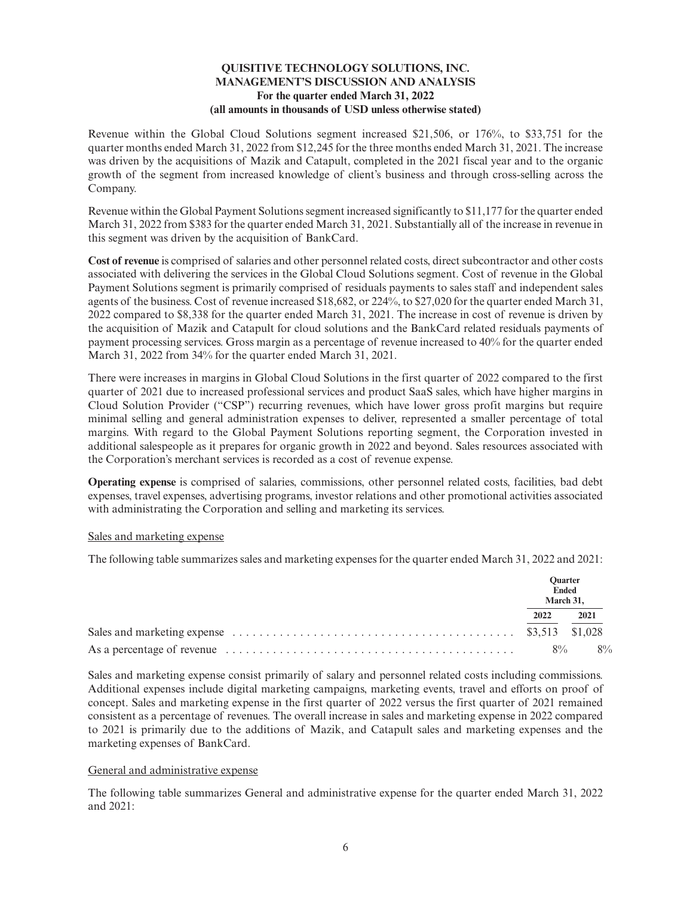**QUISITIVE TECHNOLOGY SOLUTIONS, INC.**
**MANAGEMENT'S DISCUSSION AND ANALYSIS**
**For the quarter ended March 31, 2022**
**(all amounts in thousands of USD unless otherwise stated)**

Revenue within the Global Cloud Solutions segment increased $21,506, or 176%, to $33,751 for the quarter months ended March 31, 2022 from $12,245 for the three months ended March 31, 2021. The increase was driven by the acquisitions of Mazik and Catapult, completed in the 2021 fiscal year and to the organic growth of the segment from increased knowledge of client's business and through cross-selling across the Company.

Revenue within the Global Payment Solutions segment increased significantly to $11,177 for the quarter ended March 31, 2022 from $383 for the quarter ended March 31, 2021. Substantially all of the increase in revenue in this segment was driven by the acquisition of BankCard.

**Cost of revenue** is comprised of salaries and other personnel related costs, direct subcontractor and other costs associated with delivering the services in the Global Cloud Solutions segment. Cost of revenue in the Global Payment Solutions segment is primarily comprised of residuals payments to sales staff and independent sales agents of the business. Cost of revenue increased $18,682, or 224%, to $27,020 for the quarter ended March 31, 2022 compared to $8,338 for the quarter ended March 31, 2021. The increase in cost of revenue is driven by the acquisition of Mazik and Catapult for cloud solutions and the BankCard related residuals payments of payment processing services. Gross margin as a percentage of revenue increased to 40% for the quarter ended March 31, 2022 from 34% for the quarter ended March 31, 2021.

There were increases in margins in Global Cloud Solutions in the first quarter of 2022 compared to the first quarter of 2021 due to increased professional services and product SaaS sales, which have higher margins in Cloud Solution Provider ("CSP") recurring revenues, which have lower gross profit margins but require minimal selling and general administration expenses to deliver, represented a smaller percentage of total margins. With regard to the Global Payment Solutions reporting segment, the Corporation invested in additional salespeople as it prepares for organic growth in 2022 and beyond. Sales resources associated with the Corporation's merchant services is recorded as a cost of revenue expense.

**Operating expense** is comprised of salaries, commissions, other personnel related costs, facilities, bad debt expenses, travel expenses, advertising programs, investor relations and other promotional activities associated with administrating the Corporation and selling and marketing its services.

Sales and marketing expense

The following table summarizes sales and marketing expenses for the quarter ended March 31, 2022 and 2021:

| | Quarter Ended March 31, | |
|---|---|---|
| | 2022 | 2021 |
| Sales and marketing expense | $3,513 | $1,028 |
| As a percentage of revenue | 8% | 8% |

Sales and marketing expense consist primarily of salary and personnel related costs including commissions. Additional expenses include digital marketing campaigns, marketing events, travel and efforts on proof of concept. Sales and marketing expense in the first quarter of 2022 versus the first quarter of 2021 remained consistent as a percentage of revenues. The overall increase in sales and marketing expense in 2022 compared to 2021 is primarily due to the additions of Mazik, and Catapult sales and marketing expenses and the marketing expenses of BankCard.

General and administrative expense

The following table summarizes General and administrative expense for the quarter ended March 31, 2022 and 2021: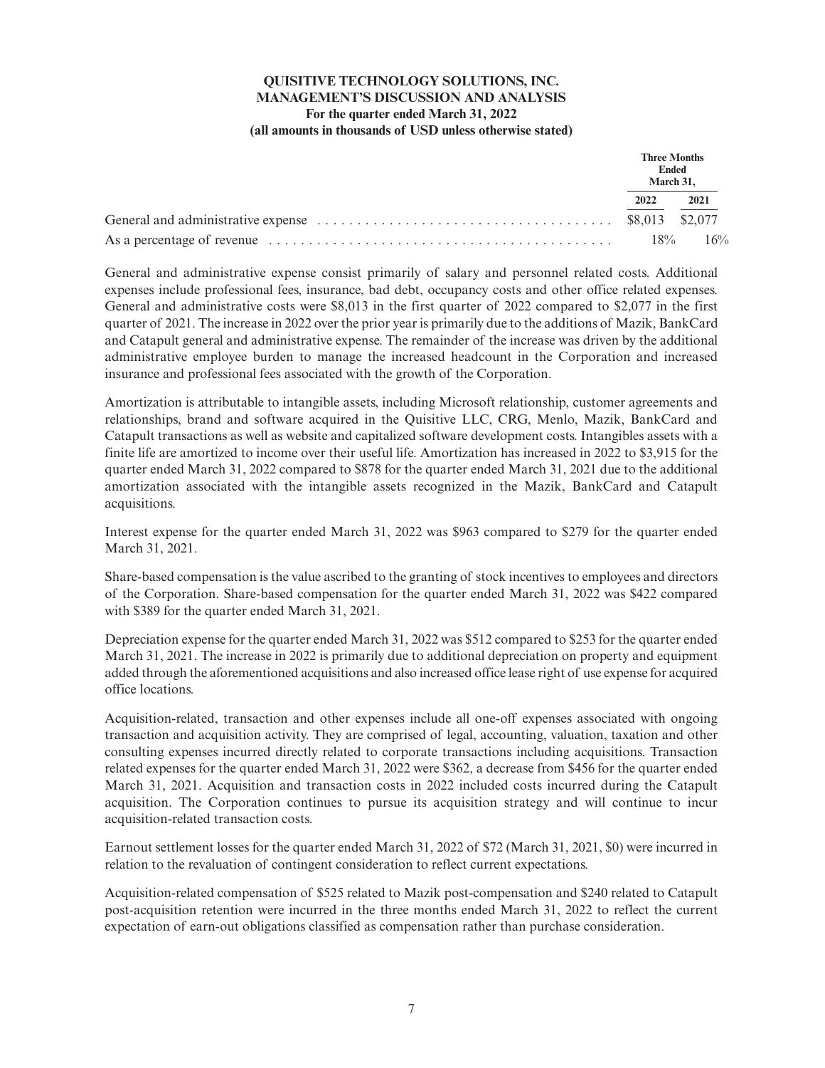**QUISITIVE TECHNOLOGY SOLUTIONS, INC.**
**MANAGEMENT'S DISCUSSION AND ANALYSIS**
**For the quarter ended March 31, 2022**
**(all amounts in thousands of USD unless otherwise stated)**

| | Three Months Ended March 31, | |
|---|---|---|
| | 2022 | 2021 |
| General and administrative expense | $8,013 | $2,077 |
| As a percentage of revenue | 18% | 16% |

General and administrative expense consist primarily of salary and personnel related costs. Additional expenses include professional fees, insurance, bad debt, occupancy costs and other office related expenses. General and administrative costs were $8,013 in the first quarter of 2022 compared to $2,077 in the first quarter of 2021. The increase in 2022 over the prior year is primarily due to the additions of Mazik, BankCard and Catapult general and administrative expense. The remainder of the increase was driven by the additional administrative employee burden to manage the increased headcount in the Corporation and increased insurance and professional fees associated with the growth of the Corporation.

Amortization is attributable to intangible assets, including Microsoft relationship, customer agreements and relationships, brand and software acquired in the Quisitive LLC, CRG, Menlo, Mazik, BankCard and Catapult transactions as well as website and capitalized software development costs. Intangibles assets with a finite life are amortized to income over their useful life. Amortization has increased in 2022 to $3,915 for the quarter ended March 31, 2022 compared to $878 for the quarter ended March 31, 2021 due to the additional amortization associated with the intangible assets recognized in the Mazik, BankCard and Catapult acquisitions.

Interest expense for the quarter ended March 31, 2022 was $963 compared to $279 for the quarter ended March 31, 2021.

Share-based compensation is the value ascribed to the granting of stock incentives to employees and directors of the Corporation. Share-based compensation for the quarter ended March 31, 2022 was $422 compared with $389 for the quarter ended March 31, 2021.

Depreciation expense for the quarter ended March 31, 2022 was $512 compared to $253 for the quarter ended March 31, 2021. The increase in 2022 is primarily due to additional depreciation on property and equipment added through the aforementioned acquisitions and also increased office lease right of use expense for acquired office locations.

Acquisition-related, transaction and other expenses include all one-off expenses associated with ongoing transaction and acquisition activity. They are comprised of legal, accounting, valuation, taxation and other consulting expenses incurred directly related to corporate transactions including acquisitions. Transaction related expenses for the quarter ended March 31, 2022 were $362, a decrease from $456 for the quarter ended March 31, 2021. Acquisition and transaction costs in 2022 included costs incurred during the Catapult acquisition. The Corporation continues to pursue its acquisition strategy and will continue to incur acquisition-related transaction costs.

Earnout settlement losses for the quarter ended March 31, 2022 of $72 (March 31, 2021, $0) were incurred in relation to the revaluation of contingent consideration to reflect current expectations.

Acquisition-related compensation of $525 related to Mazik post-compensation and $240 related to Catapult post-acquisition retention were incurred in the three months ended March 31, 2022 to reflect the current expectation of earn-out obligations classified as compensation rather than purchase consideration.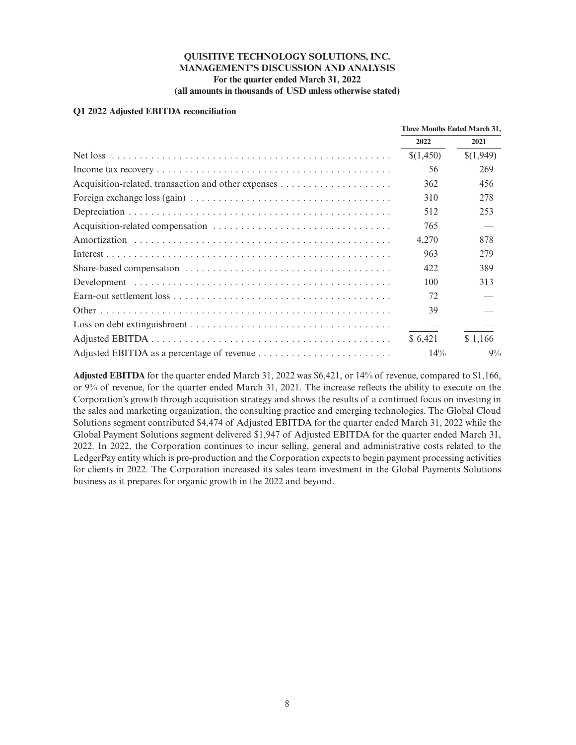**QUISITIVE TECHNOLOGY SOLUTIONS, INC.**
**MANAGEMENT'S DISCUSSION AND ANALYSIS**
**For the quarter ended March 31, 2022**
**(all amounts in thousands of USD unless otherwise stated)**

**Q1 2022 Adjusted EBITDA reconciliation**

| | Three Months Ended March 31, | |
|---|---|---|
| | 2022 | 2021 |
| Net loss | $(1,450) | $(1,949) |
| Income tax recovery | 56 | 269 |
| Acquisition-related, transaction and other expenses | 362 | 456 |
| Foreign exchange loss (gain) | 310 | 278 |
| Depreciation | 512 | 253 |
| Acquisition-related compensation | 765 | — |
| Amortization | 4,270 | 878 |
| Interest | 963 | 279 |
| Share-based compensation | 422 | 389 |
| Development | 100 | 313 |
| Earn-out settlement loss | 72 | — |
| Other | 39 | — |
| Loss on debt extinguishment | — | — |
| Adjusted EBITDA | $ 6,421 | $ 1,166 |
| Adjusted EBITDA as a percentage of revenue | 14% | 9% |

**Adjusted EBITDA** for the quarter ended March 31, 2022 was $6,421, or 14% of revenue, compared to $1,166, or 9% of revenue, for the quarter ended March 31, 2021. The increase reflects the ability to execute on the Corporation's growth through acquisition strategy and shows the results of a continued focus on investing in the sales and marketing organization, the consulting practice and emerging technologies. The Global Cloud Solutions segment contributed $4,474 of Adjusted EBITDA for the quarter ended March 31, 2022 while the Global Payment Solutions segment delivered $1,947 of Adjusted EBITDA for the quarter ended March 31, 2022. In 2022, the Corporation continues to incur selling, general and administrative costs related to the LedgerPay entity which is pre-production and the Corporation expects to begin payment processing activities for clients in 2022. The Corporation increased its sales team investment in the Global Payments Solutions business as it prepares for organic growth in the 2022 and beyond.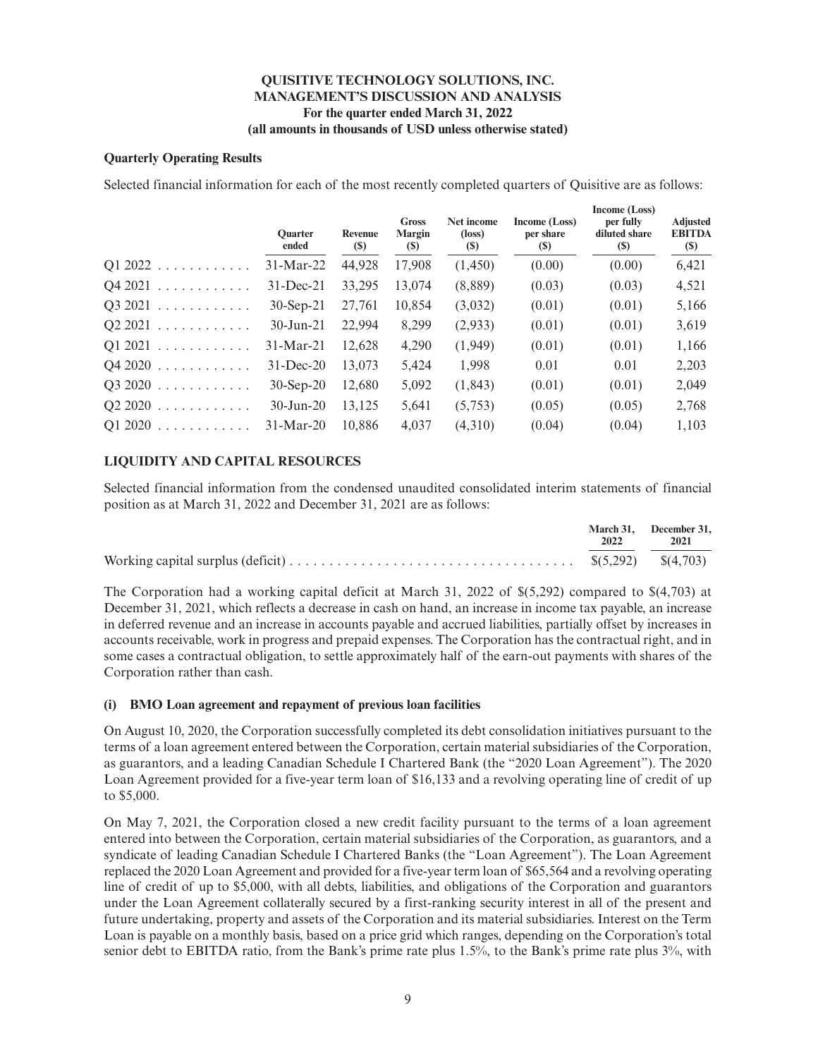**QUISITIVE TECHNOLOGY SOLUTIONS, INC.**
**MANAGEMENT'S DISCUSSION AND ANALYSIS**
**For the quarter ended March 31, 2022**
**(all amounts in thousands of USD unless otherwise stated)**

**Quarterly Operating Results**

Selected financial information for each of the most recently completed quarters of Quisitive are as follows:

| | Quarter ended | Revenue ($) | Gross Margin ($) | Net income (loss) ($) | Income (Loss) per share ($) | Income (Loss) per fully diluted share ($) | Adjusted EBITDA ($) |
|---|---|---|---|---|---|---|---|
| Q1 2022 | 31-Mar-22 | 44,928 | 17,908 | (1,450) | (0.00) | (0.00) | 6,421 |
| Q4 2021 | 31-Dec-21 | 33,295 | 13,074 | (8,889) | (0.03) | (0.03) | 4,521 |
| Q3 2021 | 30-Sep-21 | 27,761 | 10,854 | (3,032) | (0.01) | (0.01) | 5,166 |
| Q2 2021 | 30-Jun-21 | 22,994 | 8,299 | (2,933) | (0.01) | (0.01) | 3,619 |
| Q1 2021 | 31-Mar-21 | 12,628 | 4,290 | (1,949) | (0.01) | (0.01) | 1,166 |
| Q4 2020 | 31-Dec-20 | 13,073 | 5,424 | 1,998 | 0.01 | 0.01 | 2,203 |
| Q3 2020 | 30-Sep-20 | 12,680 | 5,092 | (1,843) | (0.01) | (0.01) | 2,049 |
| Q2 2020 | 30-Jun-20 | 13,125 | 5,641 | (5,753) | (0.05) | (0.05) | 2,768 |
| Q1 2020 | 31-Mar-20 | 10,886 | 4,037 | (4,310) | (0.04) | (0.04) | 1,103 |

## LIQUIDITY AND CAPITAL RESOURCES

Selected financial information from the condensed unaudited consolidated interim statements of financial position as at March 31, 2022 and December 31, 2021 are as follows:

| | March 31, 2022 | December 31, 2021 |
|---|---|---|
| Working capital surplus (deficit) | $(5,292) | $(4,703) |

The Corporation had a working capital deficit at March 31, 2022 of $(5,292) compared to $(4,703) at December 31, 2021, which reflects a decrease in cash on hand, an increase in income tax payable, an increase in deferred revenue and an increase in accounts payable and accrued liabilities, partially offset by increases in accounts receivable, work in progress and prepaid expenses. The Corporation has the contractual right, and in some cases a contractual obligation, to settle approximately half of the earn-out payments with shares of the Corporation rather than cash.

### (i) BMO Loan agreement and repayment of previous loan facilities

On August 10, 2020, the Corporation successfully completed its debt consolidation initiatives pursuant to the terms of a loan agreement entered between the Corporation, certain material subsidiaries of the Corporation, as guarantors, and a leading Canadian Schedule I Chartered Bank (the "2020 Loan Agreement"). The 2020 Loan Agreement provided for a five-year term loan of $16,133 and a revolving operating line of credit of up to $5,000.

On May 7, 2021, the Corporation closed a new credit facility pursuant to the terms of a loan agreement entered into between the Corporation, certain material subsidiaries of the Corporation, as guarantors, and a syndicate of leading Canadian Schedule I Chartered Banks (the "Loan Agreement"). The Loan Agreement replaced the 2020 Loan Agreement and provided for a five-year term loan of $65,564 and a revolving operating line of credit of up to $5,000, with all debts, liabilities, and obligations of the Corporation and guarantors under the Loan Agreement collaterally secured by a first-ranking security interest in all of the present and future undertaking, property and assets of the Corporation and its material subsidiaries. Interest on the Term Loan is payable on a monthly basis, based on a price grid which ranges, depending on the Corporation's total senior debt to EBITDA ratio, from the Bank's prime rate plus 1.5%, to the Bank's prime rate plus 3%, with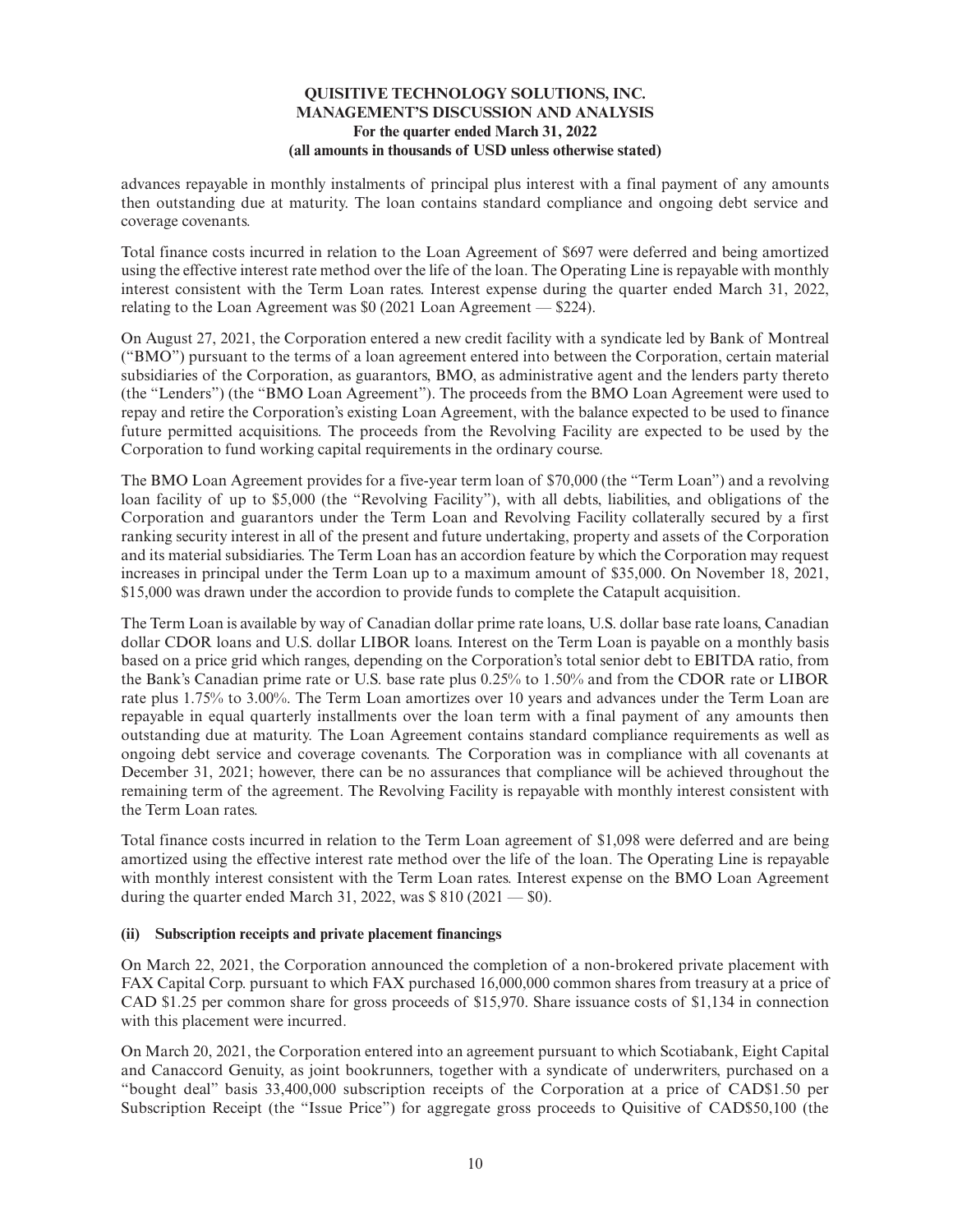advances repayable in monthly instalments of principal plus interest with a final payment of any amounts then outstanding due at maturity. The loan contains standard compliance and ongoing debt service and coverage covenants.

Total finance costs incurred in relation to the Loan Agreement of $697 were deferred and being amortized using the effective interest rate method over the life of the loan. The Operating Line is repayable with monthly interest consistent with the Term Loan rates. Interest expense during the quarter ended March 31, 2022, relating to the Loan Agreement was $0 (2021 Loan Agreement — $224).

On August 27, 2021, the Corporation entered a new credit facility with a syndicate led by Bank of Montreal ("BMO") pursuant to the terms of a loan agreement entered into between the Corporation, certain material subsidiaries of the Corporation, as guarantors, BMO, as administrative agent and the lenders party thereto (the "Lenders") (the "BMO Loan Agreement"). The proceeds from the BMO Loan Agreement were used to repay and retire the Corporation's existing Loan Agreement, with the balance expected to be used to finance future permitted acquisitions. The proceeds from the Revolving Facility are expected to be used by the Corporation to fund working capital requirements in the ordinary course.

The BMO Loan Agreement provides for a five-year term loan of $70,000 (the "Term Loan") and a revolving loan facility of up to $5,000 (the "Revolving Facility"), with all debts, liabilities, and obligations of the Corporation and guarantors under the Term Loan and Revolving Facility collaterally secured by a first ranking security interest in all of the present and future undertaking, property and assets of the Corporation and its material subsidiaries. The Term Loan has an accordion feature by which the Corporation may request increases in principal under the Term Loan up to a maximum amount of $35,000. On November 18, 2021, $15,000 was drawn under the accordion to provide funds to complete the Catapult acquisition.

The Term Loan is available by way of Canadian dollar prime rate loans, U.S. dollar base rate loans, Canadian dollar CDOR loans and U.S. dollar LIBOR loans. Interest on the Term Loan is payable on a monthly basis based on a price grid which ranges, depending on the Corporation's total senior debt to EBITDA ratio, from the Bank's Canadian prime rate or U.S. base rate plus 0.25% to 1.50% and from the CDOR rate or LIBOR rate plus 1.75% to 3.00%. The Term Loan amortizes over 10 years and advances under the Term Loan are repayable in equal quarterly installments over the loan term with a final payment of any amounts then outstanding due at maturity. The Loan Agreement contains standard compliance requirements as well as ongoing debt service and coverage covenants. The Corporation was in compliance with all covenants at December 31, 2021; however, there can be no assurances that compliance will be achieved throughout the remaining term of the agreement. The Revolving Facility is repayable with monthly interest consistent with the Term Loan rates.

Total finance costs incurred in relation to the Term Loan agreement of $1,098 were deferred and are being amortized using the effective interest rate method over the life of the loan. The Operating Line is repayable with monthly interest consistent with the Term Loan rates. Interest expense on the BMO Loan Agreement during the quarter ended March 31, 2022, was $ 810 (2021 — $0).

**(ii) Subscription receipts and private placement financings**

On March 22, 2021, the Corporation announced the completion of a non-brokered private placement with FAX Capital Corp. pursuant to which FAX purchased 16,000,000 common shares from treasury at a price of CAD $1.25 per common share for gross proceeds of $15,970. Share issuance costs of $1,134 in connection with this placement were incurred.

On March 20, 2021, the Corporation entered into an agreement pursuant to which Scotiabank, Eight Capital and Canaccord Genuity, as joint bookrunners, together with a syndicate of underwriters, purchased on a "bought deal" basis 33,400,000 subscription receipts of the Corporation at a price of CAD$1.50 per Subscription Receipt (the "Issue Price") for aggregate gross proceeds to Quisitive of CAD$50,100 (the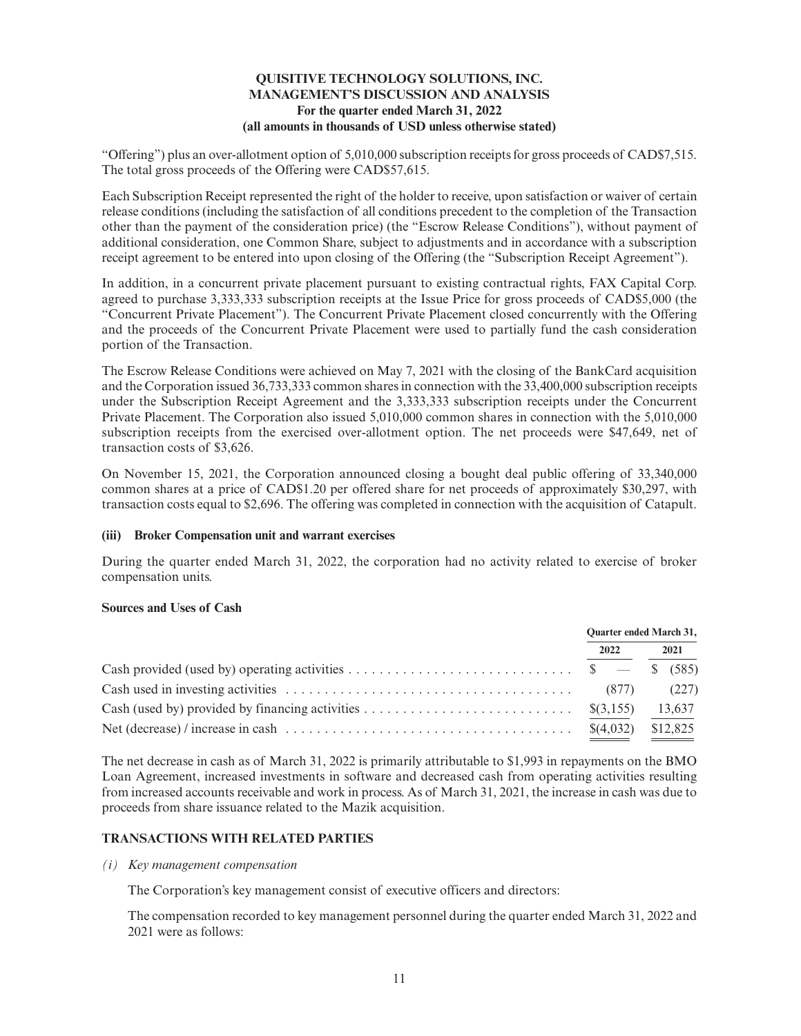"Offering") plus an over-allotment option of 5,010,000 subscription receipts for gross proceeds of CAD$7,515. The total gross proceeds of the Offering were CAD$57,615.

Each Subscription Receipt represented the right of the holder to receive, upon satisfaction or waiver of certain release conditions (including the satisfaction of all conditions precedent to the completion of the Transaction other than the payment of the consideration price) (the "Escrow Release Conditions"), without payment of additional consideration, one Common Share, subject to adjustments and in accordance with a subscription receipt agreement to be entered into upon closing of the Offering (the "Subscription Receipt Agreement").

In addition, in a concurrent private placement pursuant to existing contractual rights, FAX Capital Corp. agreed to purchase 3,333,333 subscription receipts at the Issue Price for gross proceeds of CAD$5,000 (the "Concurrent Private Placement"). The Concurrent Private Placement closed concurrently with the Offering and the proceeds of the Concurrent Private Placement were used to partially fund the cash consideration portion of the Transaction.

The Escrow Release Conditions were achieved on May 7, 2021 with the closing of the BankCard acquisition and the Corporation issued 36,733,333 common shares in connection with the 33,400,000 subscription receipts under the Subscription Receipt Agreement and the 3,333,333 subscription receipts under the Concurrent Private Placement. The Corporation also issued 5,010,000 common shares in connection with the 5,010,000 subscription receipts from the exercised over-allotment option. The net proceeds were $47,649, net of transaction costs of $3,626.

On November 15, 2021, the Corporation announced closing a bought deal public offering of 33,340,000 common shares at a price of CAD$1.20 per offered share for net proceeds of approximately $30,297, with transaction costs equal to $2,696. The offering was completed in connection with the acquisition of Catapult.

#### (iii) Broker Compensation unit and warrant exercises

During the quarter ended March 31, 2022, the corporation had no activity related to exercise of broker compensation units.

#### Sources and Uses of Cash

| | Quarter ended March 31, | |
|---|---|---|
| | 2022 | 2021 |
| Cash provided (used by) operating activities | $ — | $ (585) |
| Cash used in investing activities | (877) | (227) |
| Cash (used by) provided by financing activities | $(3,155) | 13,637 |
| Net (decrease) / increase in cash | $(4,032) | $12,825 |

The net decrease in cash as of March 31, 2022 is primarily attributable to $1,993 in repayments on the BMO Loan Agreement, increased investments in software and decreased cash from operating activities resulting from increased accounts receivable and work in process. As of March 31, 2021, the increase in cash was due to proceeds from share issuance related to the Mazik acquisition.

## TRANSACTIONS WITH RELATED PARTIES

*(i) Key management compensation*

The Corporation's key management consist of executive officers and directors:

The compensation recorded to key management personnel during the quarter ended March 31, 2022 and 2021 were as follows: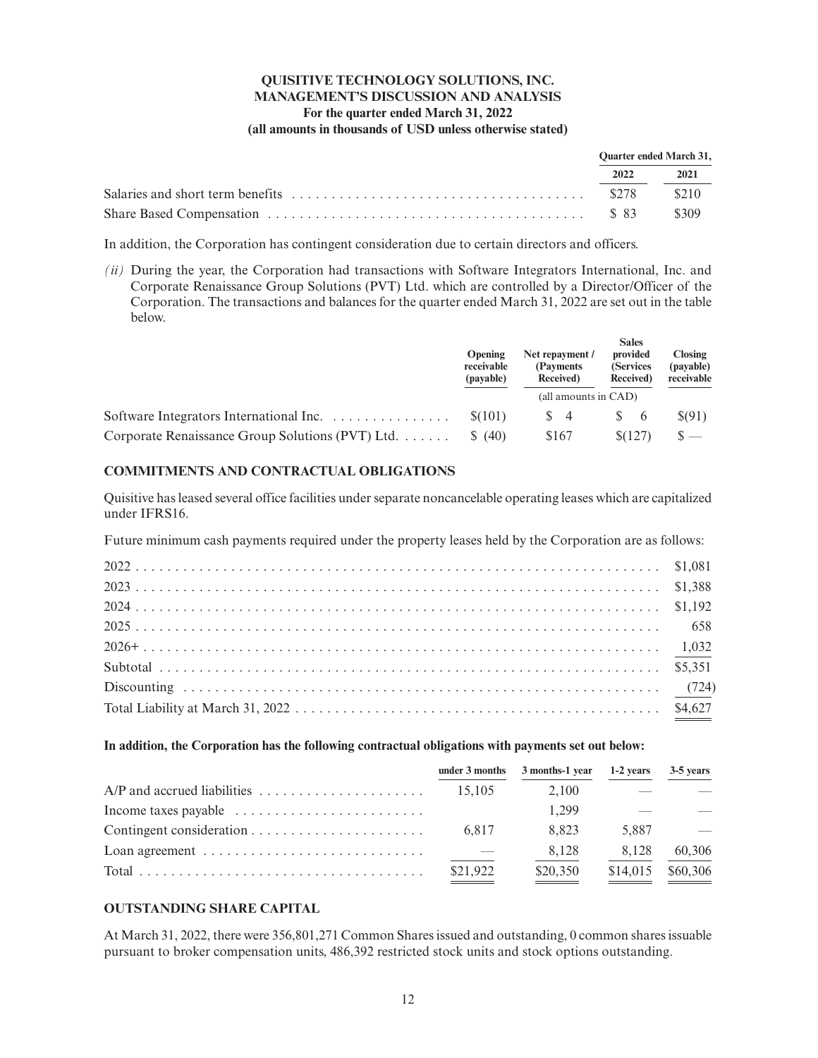| | Quarter ended March 31, | |
|---|---|---|
| | 2022 | 2021 |
| Salaries and short term benefits | $278 | $210 |
| Share Based Compensation | $ 83 | $309 |

In addition, the Corporation has contingent consideration due to certain directors and officers.

*(ii)* During the year, the Corporation had transactions with Software Integrators International, Inc. and Corporate Renaissance Group Solutions (PVT) Ltd. which are controlled by a Director/Officer of the Corporation. The transactions and balances for the quarter ended March 31, 2022 are set out in the table below.

| | Opening receivable (payable) | Net repayment / (Payments Received) | Sales provided (Services Received) | Closing (payable) receivable |
|---|---|---|---|---|
| | (all amounts in CAD) | | | |
| Software Integrators International Inc. | $(101) | $ 4 | $ 6 | $(91) |
| Corporate Renaissance Group Solutions (PVT) Ltd. | $ (40) | $167 | $(127) | $ — |

## COMMITMENTS AND CONTRACTUAL OBLIGATIONS

Quisitive has leased several office facilities under separate noncancelable operating leases which are capitalized under IFRS16.

Future minimum cash payments required under the property leases held by the Corporation are as follows:

| | |
|---|---|
| 2022 | $1,081 |
| 2023 | $1,388 |
| 2024 | $1,192 |
| 2025 | 658 |
| 2026+ | 1,032 |
| Subtotal | $5,351 |
| Discounting | (724) |
| Total Liability at March 31, 2022 | $4,627 |

**In addition, the Corporation has the following contractual obligations with payments set out below:**

| | under 3 months | 3 months-1 year | 1-2 years | 3-5 years |
|---|---|---|---|---|
| A/P and accrued liabilities | 15,105 | 2,100 | — | — |
| Income taxes payable | | 1,299 | — | — |
| Contingent consideration | 6,817 | 8,823 | 5,887 | — |
| Loan agreement | — | 8,128 | 8,128 | 60,306 |
| Total | $21,922 | $20,350 | $14,015 | $60,306 |

## OUTSTANDING SHARE CAPITAL

At March 31, 2022, there were 356,801,271 Common Shares issued and outstanding, 0 common shares issuable pursuant to broker compensation units, 486,392 restricted stock units and stock options outstanding.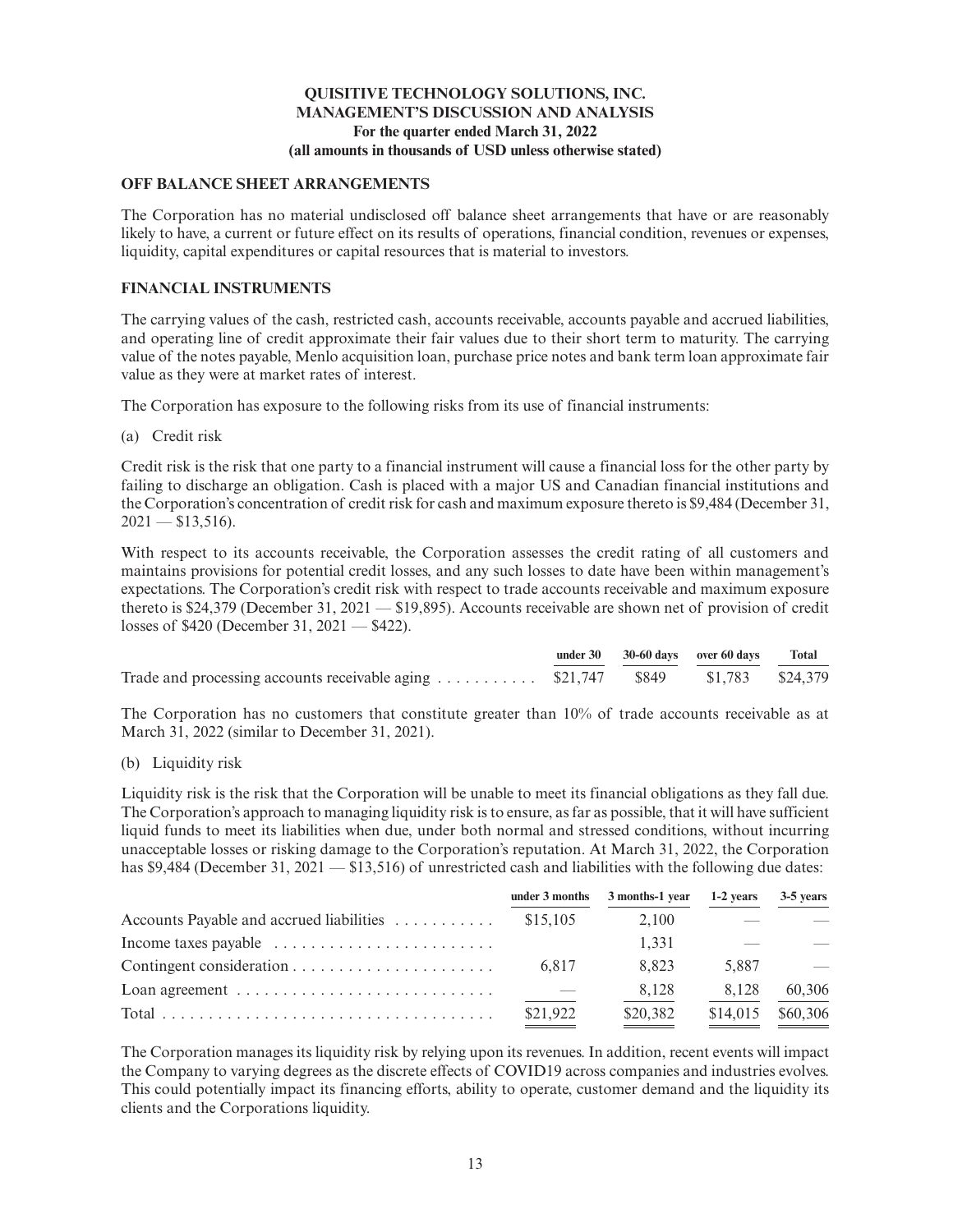## OFF BALANCE SHEET ARRANGEMENTS

The Corporation has no material undisclosed off balance sheet arrangements that have or are reasonably likely to have, a current or future effect on its results of operations, financial condition, revenues or expenses, liquidity, capital expenditures or capital resources that is material to investors.

## FINANCIAL INSTRUMENTS

The carrying values of the cash, restricted cash, accounts receivable, accounts payable and accrued liabilities, and operating line of credit approximate their fair values due to their short term to maturity. The carrying value of the notes payable, Menlo acquisition loan, purchase price notes and bank term loan approximate fair value as they were at market rates of interest.

The Corporation has exposure to the following risks from its use of financial instruments:

(a) Credit risk

Credit risk is the risk that one party to a financial instrument will cause a financial loss for the other party by failing to discharge an obligation. Cash is placed with a major US and Canadian financial institutions and the Corporation's concentration of credit risk for cash and maximum exposure thereto is $9,484 (December 31, 2021 — $13,516).

With respect to its accounts receivable, the Corporation assesses the credit rating of all customers and maintains provisions for potential credit losses, and any such losses to date have been within management's expectations. The Corporation's credit risk with respect to trade accounts receivable and maximum exposure thereto is $24,379 (December 31, 2021 — $19,895). Accounts receivable are shown net of provision of credit losses of $420 (December 31, 2021 — $422).

| | under 30 | 30-60 days | over 60 days | Total |
|---|---|---|---|---|
| Trade and processing accounts receivable aging | $21,747 | $849 | $1,783 | $24,379 |

The Corporation has no customers that constitute greater than 10% of trade accounts receivable as at March 31, 2022 (similar to December 31, 2021).

(b) Liquidity risk

Liquidity risk is the risk that the Corporation will be unable to meet its financial obligations as they fall due. The Corporation's approach to managing liquidity risk is to ensure, as far as possible, that it will have sufficient liquid funds to meet its liabilities when due, under both normal and stressed conditions, without incurring unacceptable losses or risking damage to the Corporation's reputation. At March 31, 2022, the Corporation has $9,484 (December 31, 2021 — $13,516) of unrestricted cash and liabilities with the following due dates:

| | under 3 months | 3 months-1 year | 1-2 years | 3-5 years |
|---|---|---|---|---|
| Accounts Payable and accrued liabilities | $15,105 | 2,100 | — | — |
| Income taxes payable | | 1,331 | — | — |
| Contingent consideration | 6,817 | 8,823 | 5,887 | — |
| Loan agreement | — | 8,128 | 8,128 | 60,306 |
| Total | $21,922 | $20,382 | $14,015 | $60,306 |

The Corporation manages its liquidity risk by relying upon its revenues. In addition, recent events will impact the Company to varying degrees as the discrete effects of COVID19 across companies and industries evolves. This could potentially impact its financing efforts, ability to operate, customer demand and the liquidity its clients and the Corporations liquidity.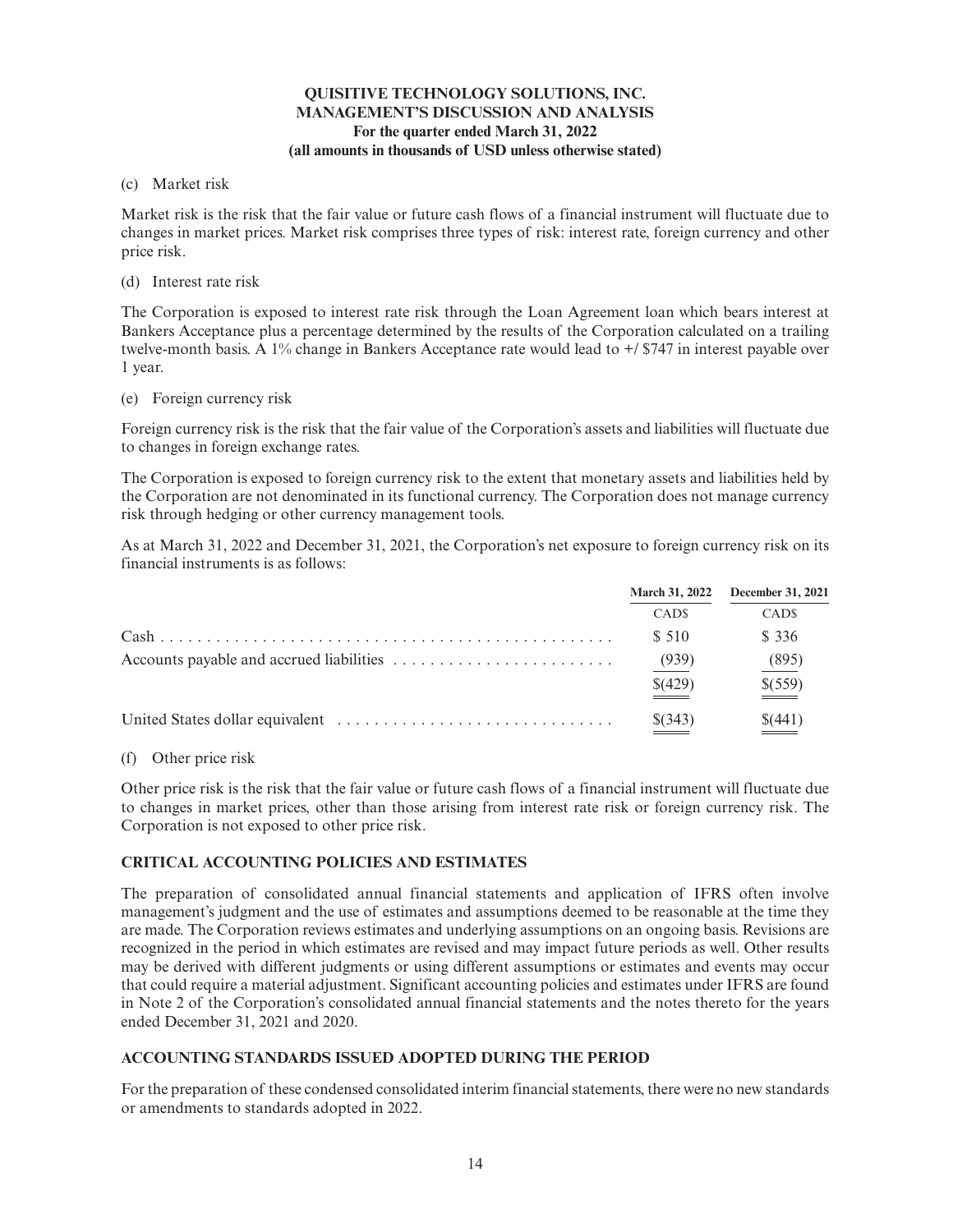(c) Market risk

Market risk is the risk that the fair value or future cash flows of a financial instrument will fluctuate due to changes in market prices. Market risk comprises three types of risk: interest rate, foreign currency and other price risk.

(d) Interest rate risk

The Corporation is exposed to interest rate risk through the Loan Agreement loan which bears interest at Bankers Acceptance plus a percentage determined by the results of the Corporation calculated on a trailing twelve-month basis. A 1% change in Bankers Acceptance rate would lead to +/ $747 in interest payable over 1 year.

(e) Foreign currency risk

Foreign currency risk is the risk that the fair value of the Corporation's assets and liabilities will fluctuate due to changes in foreign exchange rates.

The Corporation is exposed to foreign currency risk to the extent that monetary assets and liabilities held by the Corporation are not denominated in its functional currency. The Corporation does not manage currency risk through hedging or other currency management tools.

As at March 31, 2022 and December 31, 2021, the Corporation's net exposure to foreign currency risk on its financial instruments is as follows:

| | March 31, 2022 | December 31, 2021 |
|---|---|---|
| | CAD$ | CAD$ |
| Cash | $ 510 | $ 336 |
| Accounts payable and accrued liabilities | (939) | (895) |
| | $(429) | $(559) |
| United States dollar equivalent | $(343) | $(441) |

(f) Other price risk

Other price risk is the risk that the fair value or future cash flows of a financial instrument will fluctuate due to changes in market prices, other than those arising from interest rate risk or foreign currency risk. The Corporation is not exposed to other price risk.

## CRITICAL ACCOUNTING POLICIES AND ESTIMATES

The preparation of consolidated annual financial statements and application of IFRS often involve management's judgment and the use of estimates and assumptions deemed to be reasonable at the time they are made. The Corporation reviews estimates and underlying assumptions on an ongoing basis. Revisions are recognized in the period in which estimates are revised and may impact future periods as well. Other results may be derived with different judgments or using different assumptions or estimates and events may occur that could require a material adjustment. Significant accounting policies and estimates under IFRS are found in Note 2 of the Corporation's consolidated annual financial statements and the notes thereto for the years ended December 31, 2021 and 2020.

## ACCOUNTING STANDARDS ISSUED ADOPTED DURING THE PERIOD

For the preparation of these condensed consolidated interim financial statements, there were no new standards or amendments to standards adopted in 2022.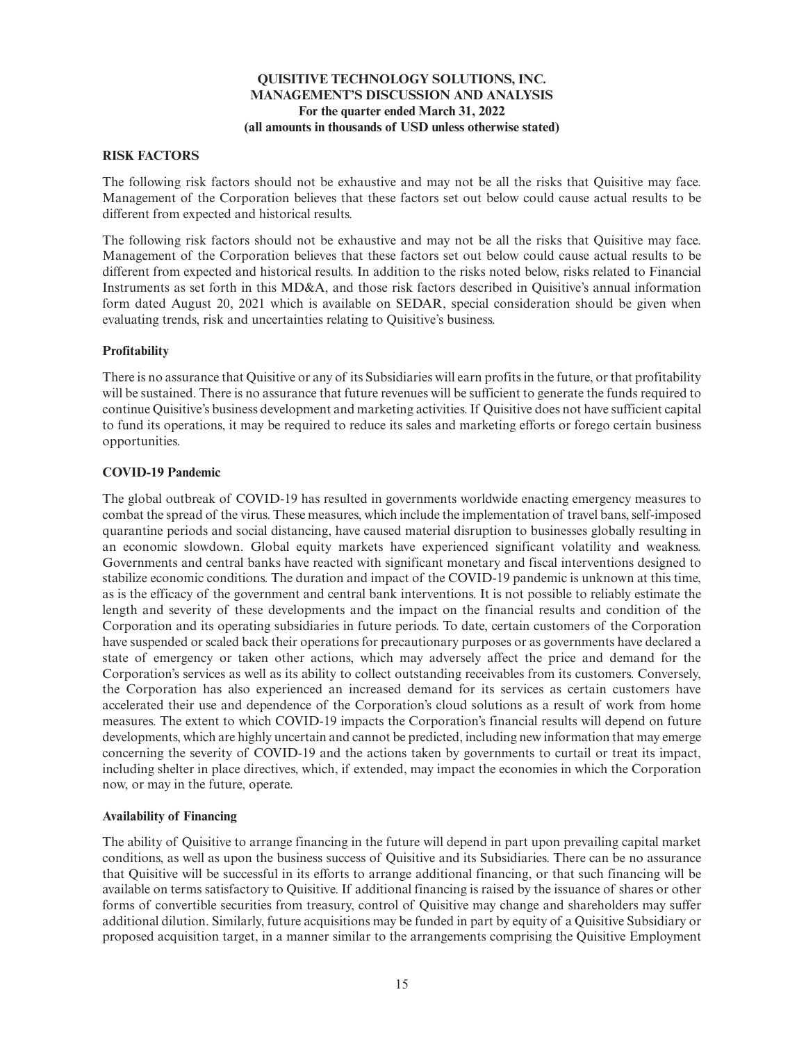## RISK FACTORS

The following risk factors should not be exhaustive and may not be all the risks that Quisitive may face. Management of the Corporation believes that these factors set out below could cause actual results to be different from expected and historical results.

The following risk factors should not be exhaustive and may not be all the risks that Quisitive may face. Management of the Corporation believes that these factors set out below could cause actual results to be different from expected and historical results. In addition to the risks noted below, risks related to Financial Instruments as set forth in this MD&A, and those risk factors described in Quisitive's annual information form dated August 20, 2021 which is available on SEDAR, special consideration should be given when evaluating trends, risk and uncertainties relating to Quisitive's business.

### Profitability

There is no assurance that Quisitive or any of its Subsidiaries will earn profits in the future, or that profitability will be sustained. There is no assurance that future revenues will be sufficient to generate the funds required to continue Quisitive's business development and marketing activities. If Quisitive does not have sufficient capital to fund its operations, it may be required to reduce its sales and marketing efforts or forego certain business opportunities.

### COVID-19 Pandemic

The global outbreak of COVID-19 has resulted in governments worldwide enacting emergency measures to combat the spread of the virus. These measures, which include the implementation of travel bans, self-imposed quarantine periods and social distancing, have caused material disruption to businesses globally resulting in an economic slowdown. Global equity markets have experienced significant volatility and weakness. Governments and central banks have reacted with significant monetary and fiscal interventions designed to stabilize economic conditions. The duration and impact of the COVID-19 pandemic is unknown at this time, as is the efficacy of the government and central bank interventions. It is not possible to reliably estimate the length and severity of these developments and the impact on the financial results and condition of the Corporation and its operating subsidiaries in future periods. To date, certain customers of the Corporation have suspended or scaled back their operations for precautionary purposes or as governments have declared a state of emergency or taken other actions, which may adversely affect the price and demand for the Corporation's services as well as its ability to collect outstanding receivables from its customers. Conversely, the Corporation has also experienced an increased demand for its services as certain customers have accelerated their use and dependence of the Corporation's cloud solutions as a result of work from home measures. The extent to which COVID-19 impacts the Corporation's financial results will depend on future developments, which are highly uncertain and cannot be predicted, including new information that may emerge concerning the severity of COVID-19 and the actions taken by governments to curtail or treat its impact, including shelter in place directives, which, if extended, may impact the economies in which the Corporation now, or may in the future, operate.

### Availability of Financing

The ability of Quisitive to arrange financing in the future will depend in part upon prevailing capital market conditions, as well as upon the business success of Quisitive and its Subsidiaries. There can be no assurance that Quisitive will be successful in its efforts to arrange additional financing, or that such financing will be available on terms satisfactory to Quisitive. If additional financing is raised by the issuance of shares or other forms of convertible securities from treasury, control of Quisitive may change and shareholders may suffer additional dilution. Similarly, future acquisitions may be funded in part by equity of a Quisitive Subsidiary or proposed acquisition target, in a manner similar to the arrangements comprising the Quisitive Employment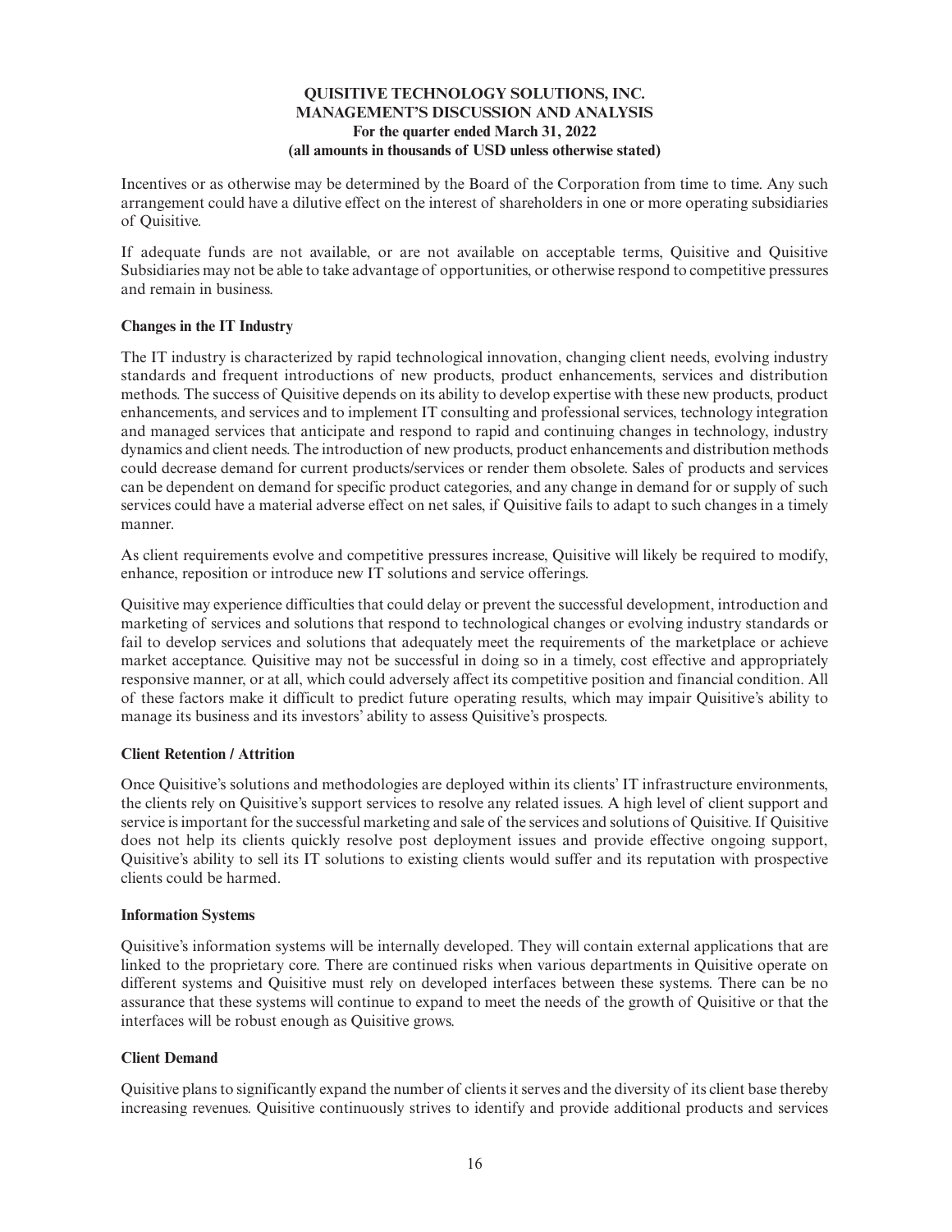Incentives or as otherwise may be determined by the Board of the Corporation from time to time. Any such arrangement could have a dilutive effect on the interest of shareholders in one or more operating subsidiaries of Quisitive.

If adequate funds are not available, or are not available on acceptable terms, Quisitive and Quisitive Subsidiaries may not be able to take advantage of opportunities, or otherwise respond to competitive pressures and remain in business.

**Changes in the IT Industry**

The IT industry is characterized by rapid technological innovation, changing client needs, evolving industry standards and frequent introductions of new products, product enhancements, services and distribution methods. The success of Quisitive depends on its ability to develop expertise with these new products, product enhancements, and services and to implement IT consulting and professional services, technology integration and managed services that anticipate and respond to rapid and continuing changes in technology, industry dynamics and client needs. The introduction of new products, product enhancements and distribution methods could decrease demand for current products/services or render them obsolete. Sales of products and services can be dependent on demand for specific product categories, and any change in demand for or supply of such services could have a material adverse effect on net sales, if Quisitive fails to adapt to such changes in a timely manner.

As client requirements evolve and competitive pressures increase, Quisitive will likely be required to modify, enhance, reposition or introduce new IT solutions and service offerings.

Quisitive may experience difficulties that could delay or prevent the successful development, introduction and marketing of services and solutions that respond to technological changes or evolving industry standards or fail to develop services and solutions that adequately meet the requirements of the marketplace or achieve market acceptance. Quisitive may not be successful in doing so in a timely, cost effective and appropriately responsive manner, or at all, which could adversely affect its competitive position and financial condition. All of these factors make it difficult to predict future operating results, which may impair Quisitive's ability to manage its business and its investors' ability to assess Quisitive's prospects.

**Client Retention / Attrition**

Once Quisitive's solutions and methodologies are deployed within its clients' IT infrastructure environments, the clients rely on Quisitive's support services to resolve any related issues. A high level of client support and service is important for the successful marketing and sale of the services and solutions of Quisitive. If Quisitive does not help its clients quickly resolve post deployment issues and provide effective ongoing support, Quisitive's ability to sell its IT solutions to existing clients would suffer and its reputation with prospective clients could be harmed.

**Information Systems**

Quisitive's information systems will be internally developed. They will contain external applications that are linked to the proprietary core. There are continued risks when various departments in Quisitive operate on different systems and Quisitive must rely on developed interfaces between these systems. There can be no assurance that these systems will continue to expand to meet the needs of the growth of Quisitive or that the interfaces will be robust enough as Quisitive grows.

**Client Demand**

Quisitive plans to significantly expand the number of clients it serves and the diversity of its client base thereby increasing revenues. Quisitive continuously strives to identify and provide additional products and services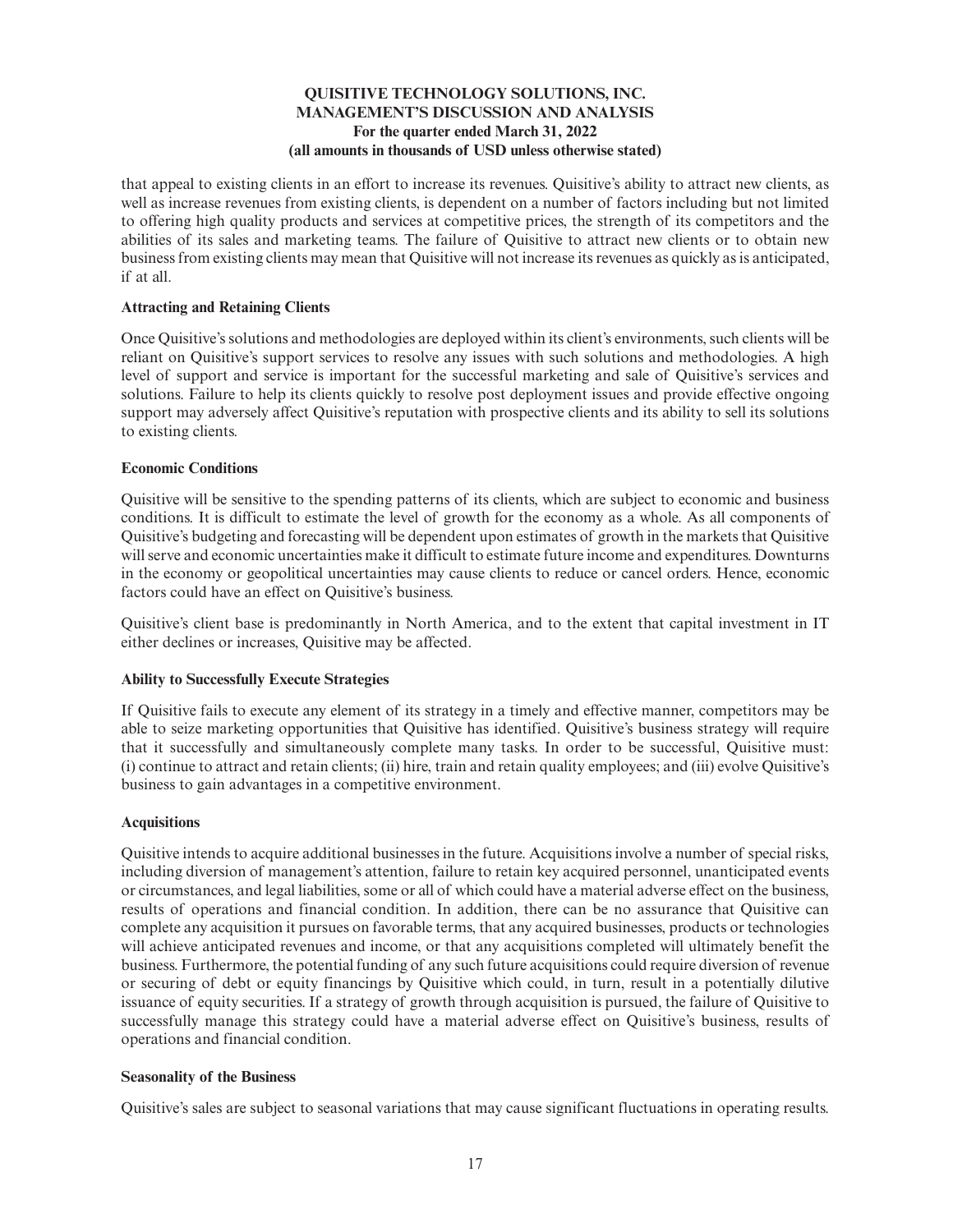that appeal to existing clients in an effort to increase its revenues. Quisitive's ability to attract new clients, as well as increase revenues from existing clients, is dependent on a number of factors including but not limited to offering high quality products and services at competitive prices, the strength of its competitors and the abilities of its sales and marketing teams. The failure of Quisitive to attract new clients or to obtain new business from existing clients may mean that Quisitive will not increase its revenues as quickly as is anticipated, if at all.

**Attracting and Retaining Clients**

Once Quisitive's solutions and methodologies are deployed within its client's environments, such clients will be reliant on Quisitive's support services to resolve any issues with such solutions and methodologies. A high level of support and service is important for the successful marketing and sale of Quisitive's services and solutions. Failure to help its clients quickly to resolve post deployment issues and provide effective ongoing support may adversely affect Quisitive's reputation with prospective clients and its ability to sell its solutions to existing clients.

**Economic Conditions**

Quisitive will be sensitive to the spending patterns of its clients, which are subject to economic and business conditions. It is difficult to estimate the level of growth for the economy as a whole. As all components of Quisitive's budgeting and forecasting will be dependent upon estimates of growth in the markets that Quisitive will serve and economic uncertainties make it difficult to estimate future income and expenditures. Downturns in the economy or geopolitical uncertainties may cause clients to reduce or cancel orders. Hence, economic factors could have an effect on Quisitive's business.

Quisitive's client base is predominantly in North America, and to the extent that capital investment in IT either declines or increases, Quisitive may be affected.

**Ability to Successfully Execute Strategies**

If Quisitive fails to execute any element of its strategy in a timely and effective manner, competitors may be able to seize marketing opportunities that Quisitive has identified. Quisitive's business strategy will require that it successfully and simultaneously complete many tasks. In order to be successful, Quisitive must: (i) continue to attract and retain clients; (ii) hire, train and retain quality employees; and (iii) evolve Quisitive's business to gain advantages in a competitive environment.

**Acquisitions**

Quisitive intends to acquire additional businesses in the future. Acquisitions involve a number of special risks, including diversion of management's attention, failure to retain key acquired personnel, unanticipated events or circumstances, and legal liabilities, some or all of which could have a material adverse effect on the business, results of operations and financial condition. In addition, there can be no assurance that Quisitive can complete any acquisition it pursues on favorable terms, that any acquired businesses, products or technologies will achieve anticipated revenues and income, or that any acquisitions completed will ultimately benefit the business. Furthermore, the potential funding of any such future acquisitions could require diversion of revenue or securing of debt or equity financings by Quisitive which could, in turn, result in a potentially dilutive issuance of equity securities. If a strategy of growth through acquisition is pursued, the failure of Quisitive to successfully manage this strategy could have a material adverse effect on Quisitive's business, results of operations and financial condition.

**Seasonality of the Business**

Quisitive's sales are subject to seasonal variations that may cause significant fluctuations in operating results.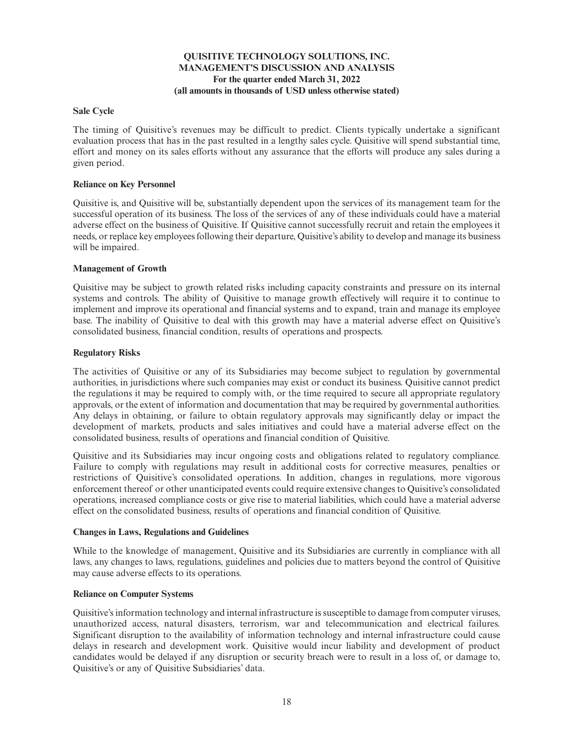### Sale Cycle

The timing of Quisitive's revenues may be difficult to predict. Clients typically undertake a significant evaluation process that has in the past resulted in a lengthy sales cycle. Quisitive will spend substantial time, effort and money on its sales efforts without any assurance that the efforts will produce any sales during a given period.

### Reliance on Key Personnel

Quisitive is, and Quisitive will be, substantially dependent upon the services of its management team for the successful operation of its business. The loss of the services of any of these individuals could have a material adverse effect on the business of Quisitive. If Quisitive cannot successfully recruit and retain the employees it needs, or replace key employees following their departure, Quisitive's ability to develop and manage its business will be impaired.

### Management of Growth

Quisitive may be subject to growth related risks including capacity constraints and pressure on its internal systems and controls. The ability of Quisitive to manage growth effectively will require it to continue to implement and improve its operational and financial systems and to expand, train and manage its employee base. The inability of Quisitive to deal with this growth may have a material adverse effect on Quisitive's consolidated business, financial condition, results of operations and prospects.

### Regulatory Risks

The activities of Quisitive or any of its Subsidiaries may become subject to regulation by governmental authorities, in jurisdictions where such companies may exist or conduct its business. Quisitive cannot predict the regulations it may be required to comply with, or the time required to secure all appropriate regulatory approvals, or the extent of information and documentation that may be required by governmental authorities. Any delays in obtaining, or failure to obtain regulatory approvals may significantly delay or impact the development of markets, products and sales initiatives and could have a material adverse effect on the consolidated business, results of operations and financial condition of Quisitive.

Quisitive and its Subsidiaries may incur ongoing costs and obligations related to regulatory compliance. Failure to comply with regulations may result in additional costs for corrective measures, penalties or restrictions of Quisitive's consolidated operations. In addition, changes in regulations, more vigorous enforcement thereof or other unanticipated events could require extensive changes to Quisitive's consolidated operations, increased compliance costs or give rise to material liabilities, which could have a material adverse effect on the consolidated business, results of operations and financial condition of Quisitive.

### Changes in Laws, Regulations and Guidelines

While to the knowledge of management, Quisitive and its Subsidiaries are currently in compliance with all laws, any changes to laws, regulations, guidelines and policies due to matters beyond the control of Quisitive may cause adverse effects to its operations.

### Reliance on Computer Systems

Quisitive's information technology and internal infrastructure is susceptible to damage from computer viruses, unauthorized access, natural disasters, terrorism, war and telecommunication and electrical failures. Significant disruption to the availability of information technology and internal infrastructure could cause delays in research and development work. Quisitive would incur liability and development of product candidates would be delayed if any disruption or security breach were to result in a loss of, or damage to, Quisitive's or any of Quisitive Subsidiaries' data.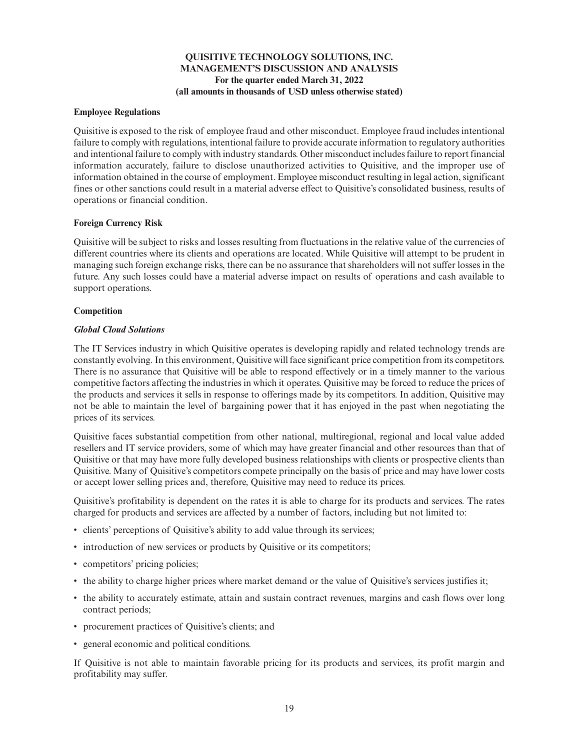### Employee Regulations

Quisitive is exposed to the risk of employee fraud and other misconduct. Employee fraud includes intentional failure to comply with regulations, intentional failure to provide accurate information to regulatory authorities and intentional failure to comply with industry standards. Other misconduct includes failure to report financial information accurately, failure to disclose unauthorized activities to Quisitive, and the improper use of information obtained in the course of employment. Employee misconduct resulting in legal action, significant fines or other sanctions could result in a material adverse effect to Quisitive's consolidated business, results of operations or financial condition.

### Foreign Currency Risk

Quisitive will be subject to risks and losses resulting from fluctuations in the relative value of the currencies of different countries where its clients and operations are located. While Quisitive will attempt to be prudent in managing such foreign exchange risks, there can be no assurance that shareholders will not suffer losses in the future. Any such losses could have a material adverse impact on results of operations and cash available to support operations.

### Competition

#### *Global Cloud Solutions*

The IT Services industry in which Quisitive operates is developing rapidly and related technology trends are constantly evolving. In this environment, Quisitive will face significant price competition from its competitors. There is no assurance that Quisitive will be able to respond effectively or in a timely manner to the various competitive factors affecting the industries in which it operates. Quisitive may be forced to reduce the prices of the products and services it sells in response to offerings made by its competitors. In addition, Quisitive may not be able to maintain the level of bargaining power that it has enjoyed in the past when negotiating the prices of its services.

Quisitive faces substantial competition from other national, multiregional, regional and local value added resellers and IT service providers, some of which may have greater financial and other resources than that of Quisitive or that may have more fully developed business relationships with clients or prospective clients than Quisitive. Many of Quisitive's competitors compete principally on the basis of price and may have lower costs or accept lower selling prices and, therefore, Quisitive may need to reduce its prices.

Quisitive's profitability is dependent on the rates it is able to charge for its products and services. The rates charged for products and services are affected by a number of factors, including but not limited to:

- clients' perceptions of Quisitive's ability to add value through its services;
- introduction of new services or products by Quisitive or its competitors;
- competitors' pricing policies;
- the ability to charge higher prices where market demand or the value of Quisitive's services justifies it;
- the ability to accurately estimate, attain and sustain contract revenues, margins and cash flows over long contract periods;
- procurement practices of Quisitive's clients; and
- general economic and political conditions.

If Quisitive is not able to maintain favorable pricing for its products and services, its profit margin and profitability may suffer.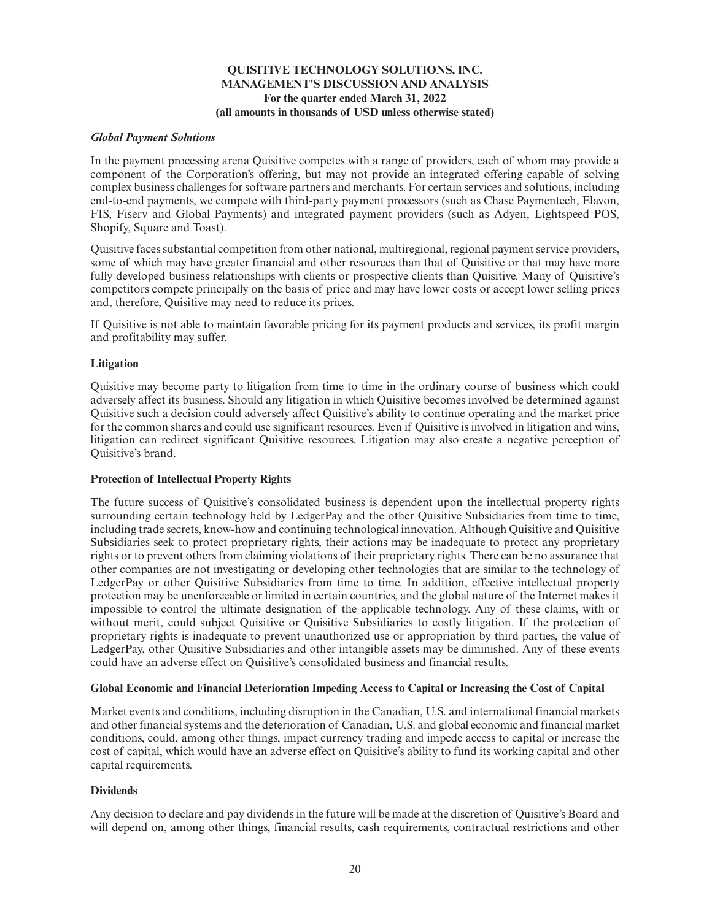### *Global Payment Solutions*

In the payment processing arena Quisitive competes with a range of providers, each of whom may provide a component of the Corporation's offering, but may not provide an integrated offering capable of solving complex business challenges for software partners and merchants. For certain services and solutions, including end-to-end payments, we compete with third-party payment processors (such as Chase Paymentech, Elavon, FIS, Fiserv and Global Payments) and integrated payment providers (such as Adyen, Lightspeed POS, Shopify, Square and Toast).

Quisitive faces substantial competition from other national, multiregional, regional payment service providers, some of which may have greater financial and other resources than that of Quisitive or that may have more fully developed business relationships with clients or prospective clients than Quisitive. Many of Quisitive's competitors compete principally on the basis of price and may have lower costs or accept lower selling prices and, therefore, Quisitive may need to reduce its prices.

If Quisitive is not able to maintain favorable pricing for its payment products and services, its profit margin and profitability may suffer.

### Litigation

Quisitive may become party to litigation from time to time in the ordinary course of business which could adversely affect its business. Should any litigation in which Quisitive becomes involved be determined against Quisitive such a decision could adversely affect Quisitive's ability to continue operating and the market price for the common shares and could use significant resources. Even if Quisitive is involved in litigation and wins, litigation can redirect significant Quisitive resources. Litigation may also create a negative perception of Quisitive's brand.

### Protection of Intellectual Property Rights

The future success of Quisitive's consolidated business is dependent upon the intellectual property rights surrounding certain technology held by LedgerPay and the other Quisitive Subsidiaries from time to time, including trade secrets, know-how and continuing technological innovation. Although Quisitive and Quisitive Subsidiaries seek to protect proprietary rights, their actions may be inadequate to protect any proprietary rights or to prevent others from claiming violations of their proprietary rights. There can be no assurance that other companies are not investigating or developing other technologies that are similar to the technology of LedgerPay or other Quisitive Subsidiaries from time to time. In addition, effective intellectual property protection may be unenforceable or limited in certain countries, and the global nature of the Internet makes it impossible to control the ultimate designation of the applicable technology. Any of these claims, with or without merit, could subject Quisitive or Quisitive Subsidiaries to costly litigation. If the protection of proprietary rights is inadequate to prevent unauthorized use or appropriation by third parties, the value of LedgerPay, other Quisitive Subsidiaries and other intangible assets may be diminished. Any of these events could have an adverse effect on Quisitive's consolidated business and financial results.

### Global Economic and Financial Deterioration Impeding Access to Capital or Increasing the Cost of Capital

Market events and conditions, including disruption in the Canadian, U.S. and international financial markets and other financial systems and the deterioration of Canadian, U.S. and global economic and financial market conditions, could, among other things, impact currency trading and impede access to capital or increase the cost of capital, which would have an adverse effect on Quisitive's ability to fund its working capital and other capital requirements.

### Dividends

Any decision to declare and pay dividends in the future will be made at the discretion of Quisitive's Board and will depend on, among other things, financial results, cash requirements, contractual restrictions and other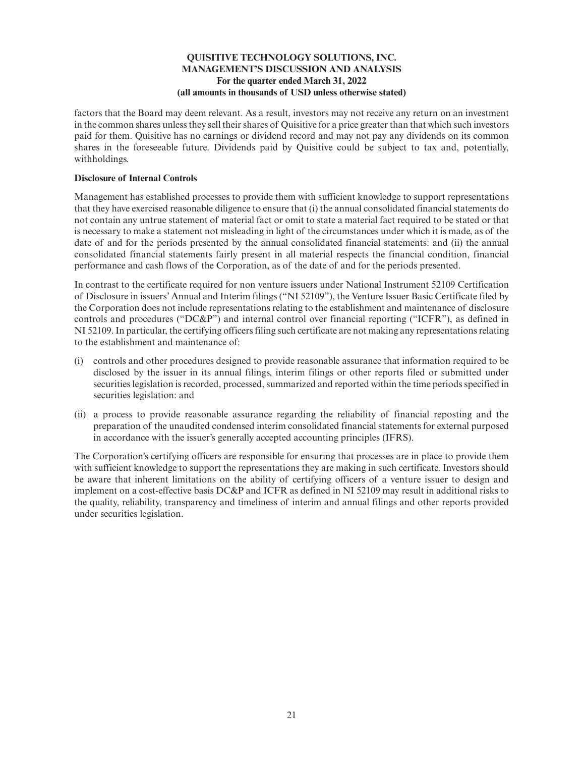factors that the Board may deem relevant. As a result, investors may not receive any return on an investment in the common shares unless they sell their shares of Quisitive for a price greater than that which such investors paid for them. Quisitive has no earnings or dividend record and may not pay any dividends on its common shares in the foreseeable future. Dividends paid by Quisitive could be subject to tax and, potentially, withholdings.

**Disclosure of Internal Controls**

Management has established processes to provide them with sufficient knowledge to support representations that they have exercised reasonable diligence to ensure that (i) the annual consolidated financial statements do not contain any untrue statement of material fact or omit to state a material fact required to be stated or that is necessary to make a statement not misleading in light of the circumstances under which it is made, as of the date of and for the periods presented by the annual consolidated financial statements: and (ii) the annual consolidated financial statements fairly present in all material respects the financial condition, financial performance and cash flows of the Corporation, as of the date of and for the periods presented.

In contrast to the certificate required for non venture issuers under National Instrument 52109 Certification of Disclosure in issuers' Annual and Interim filings ("NI 52109"), the Venture Issuer Basic Certificate filed by the Corporation does not include representations relating to the establishment and maintenance of disclosure controls and procedures ("DC&P") and internal control over financial reporting ("ICFR"), as defined in NI 52109. In particular, the certifying officers filing such certificate are not making any representations relating to the establishment and maintenance of:

(i) controls and other procedures designed to provide reasonable assurance that information required to be disclosed by the issuer in its annual filings, interim filings or other reports filed or submitted under securities legislation is recorded, processed, summarized and reported within the time periods specified in securities legislation: and

(ii) a process to provide reasonable assurance regarding the reliability of financial reposting and the preparation of the unaudited condensed interim consolidated financial statements for external purposed in accordance with the issuer's generally accepted accounting principles (IFRS).

The Corporation's certifying officers are responsible for ensuring that processes are in place to provide them with sufficient knowledge to support the representations they are making in such certificate. Investors should be aware that inherent limitations on the ability of certifying officers of a venture issuer to design and implement on a cost-effective basis DC&P and ICFR as defined in NI 52109 may result in additional risks to the quality, reliability, transparency and timeliness of interim and annual filings and other reports provided under securities legislation.